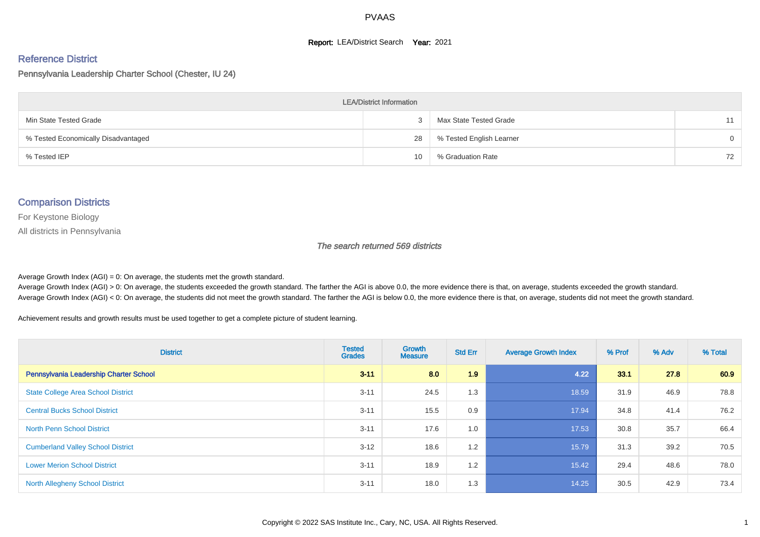# PVAAS

**Report:** LEA/District Search **Year:** 2021

## Reference District

Pennsylvania Leadership Charter School (Chester, IU 24)

| LEA/District Information | | | |
|---|---|---|---|
| Min State Tested Grade | 3 | Max State Tested Grade | 11 |
| % Tested Economically Disadvantaged | 28 | % Tested English Learner | 0 |
| % Tested IEP | 10 | % Graduation Rate | 72 |

## Comparison Districts

For Keystone Biology

All districts in Pennsylvania

*The search returned 569 districts*

Average Growth Index (AGI) = 0: On average, the students met the growth standard.
Average Growth Index (AGI) > 0: On average, the students exceeded the growth standard. The farther the AGI is above 0.0, the more evidence there is that, on average, students exceeded the growth standard.
Average Growth Index (AGI) < 0: On average, the students did not meet the growth standard. The farther the AGI is below 0.0, the more evidence there is that, on average, students did not meet the growth standard.

Achievement results and growth results must be used together to get a complete picture of student learning.

| District | Tested Grades | Growth Measure | Std Err | Average Growth Index | % Prof | % Adv | % Total |
|---|---|---|---|---|---|---|---|
| **Pennsylvania Leadership Charter School** | **3-11** | **8.0** | **1.9** | **4.22** | **33.1** | **27.8** | **60.9** |
| State College Area School District | 3-11 | 24.5 | 1.3 | 18.59 | 31.9 | 46.9 | 78.8 |
| Central Bucks School District | 3-11 | 15.5 | 0.9 | 17.94 | 34.8 | 41.4 | 76.2 |
| North Penn School District | 3-11 | 17.6 | 1.0 | 17.53 | 30.8 | 35.7 | 66.4 |
| Cumberland Valley School District | 3-12 | 18.6 | 1.2 | 15.79 | 31.3 | 39.2 | 70.5 |
| Lower Merion School District | 3-11 | 18.9 | 1.2 | 15.42 | 29.4 | 48.6 | 78.0 |
| North Allegheny School District | 3-11 | 18.0 | 1.3 | 14.25 | 30.5 | 42.9 | 73.4 |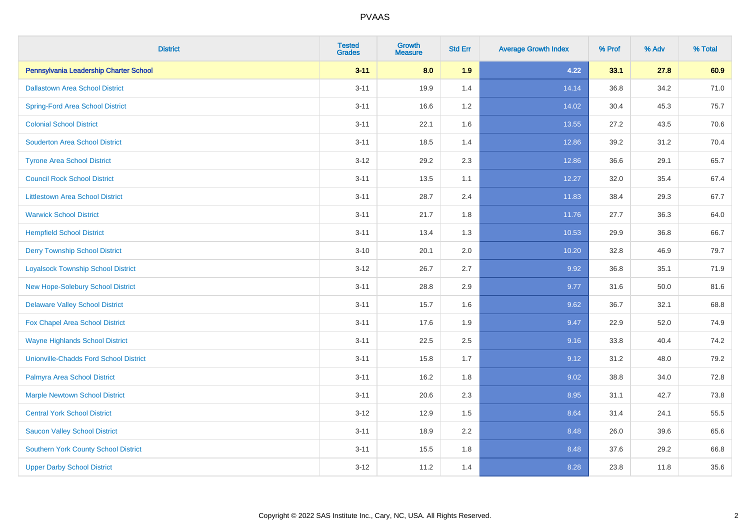| District | Tested Grades | Growth Measure | Std Err | Average Growth Index | % Prof | % Adv | % Total |
|---|---|---|---|---|---|---|---|
| **Pennsylvania Leadership Charter School** | **3-11** | **8.0** | **1.9** | **4.22** | **33.1** | **27.8** | **60.9** |
| Dallastown Area School District | 3-11 | 19.9 | 1.4 | 14.14 | 36.8 | 34.2 | 71.0 |
| Spring-Ford Area School District | 3-11 | 16.6 | 1.2 | 14.02 | 30.4 | 45.3 | 75.7 |
| Colonial School District | 3-11 | 22.1 | 1.6 | 13.55 | 27.2 | 43.5 | 70.6 |
| Souderton Area School District | 3-11 | 18.5 | 1.4 | 12.86 | 39.2 | 31.2 | 70.4 |
| Tyrone Area School District | 3-12 | 29.2 | 2.3 | 12.86 | 36.6 | 29.1 | 65.7 |
| Council Rock School District | 3-11 | 13.5 | 1.1 | 12.27 | 32.0 | 35.4 | 67.4 |
| Littlestown Area School District | 3-11 | 28.7 | 2.4 | 11.83 | 38.4 | 29.3 | 67.7 |
| Warwick School District | 3-11 | 21.7 | 1.8 | 11.76 | 27.7 | 36.3 | 64.0 |
| Hempfield School District | 3-11 | 13.4 | 1.3 | 10.53 | 29.9 | 36.8 | 66.7 |
| Derry Township School District | 3-10 | 20.1 | 2.0 | 10.20 | 32.8 | 46.9 | 79.7 |
| Loyalsock Township School District | 3-12 | 26.7 | 2.7 | 9.92 | 36.8 | 35.1 | 71.9 |
| New Hope-Solebury School District | 3-11 | 28.8 | 2.9 | 9.77 | 31.6 | 50.0 | 81.6 |
| Delaware Valley School District | 3-11 | 15.7 | 1.6 | 9.62 | 36.7 | 32.1 | 68.8 |
| Fox Chapel Area School District | 3-11 | 17.6 | 1.9 | 9.47 | 22.9 | 52.0 | 74.9 |
| Wayne Highlands School District | 3-11 | 22.5 | 2.5 | 9.16 | 33.8 | 40.4 | 74.2 |
| Unionville-Chadds Ford School District | 3-11 | 15.8 | 1.7 | 9.12 | 31.2 | 48.0 | 79.2 |
| Palmyra Area School District | 3-11 | 16.2 | 1.8 | 9.02 | 38.8 | 34.0 | 72.8 |
| Marple Newtown School District | 3-11 | 20.6 | 2.3 | 8.95 | 31.1 | 42.7 | 73.8 |
| Central York School District | 3-12 | 12.9 | 1.5 | 8.64 | 31.4 | 24.1 | 55.5 |
| Saucon Valley School District | 3-11 | 18.9 | 2.2 | 8.48 | 26.0 | 39.6 | 65.6 |
| Southern York County School District | 3-11 | 15.5 | 1.8 | 8.48 | 37.6 | 29.2 | 66.8 |
| Upper Darby School District | 3-12 | 11.2 | 1.4 | 8.28 | 23.8 | 11.8 | 35.6 |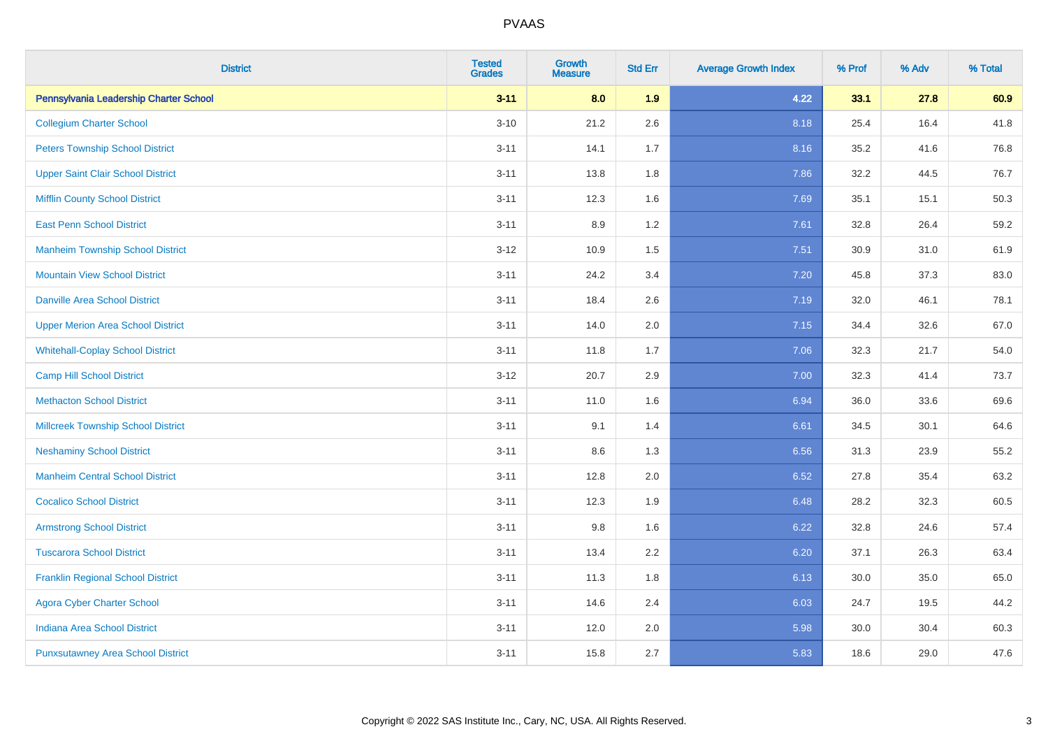| District | Tested Grades | Growth Measure | Std Err | Average Growth Index | % Prof | % Adv | % Total |
|---|---|---|---|---|---|---|---|
| **Pennsylvania Leadership Charter School** | **3-11** | **8.0** | **1.9** | **4.22** | **33.1** | **27.8** | **60.9** |
| Collegium Charter School | 3-10 | 21.2 | 2.6 | 8.18 | 25.4 | 16.4 | 41.8 |
| Peters Township School District | 3-11 | 14.1 | 1.7 | 8.16 | 35.2 | 41.6 | 76.8 |
| Upper Saint Clair School District | 3-11 | 13.8 | 1.8 | 7.86 | 32.2 | 44.5 | 76.7 |
| Mifflin County School District | 3-11 | 12.3 | 1.6 | 7.69 | 35.1 | 15.1 | 50.3 |
| East Penn School District | 3-11 | 8.9 | 1.2 | 7.61 | 32.8 | 26.4 | 59.2 |
| Manheim Township School District | 3-12 | 10.9 | 1.5 | 7.51 | 30.9 | 31.0 | 61.9 |
| Mountain View School District | 3-11 | 24.2 | 3.4 | 7.20 | 45.8 | 37.3 | 83.0 |
| Danville Area School District | 3-11 | 18.4 | 2.6 | 7.19 | 32.0 | 46.1 | 78.1 |
| Upper Merion Area School District | 3-11 | 14.0 | 2.0 | 7.15 | 34.4 | 32.6 | 67.0 |
| Whitehall-Coplay School District | 3-11 | 11.8 | 1.7 | 7.06 | 32.3 | 21.7 | 54.0 |
| Camp Hill School District | 3-12 | 20.7 | 2.9 | 7.00 | 32.3 | 41.4 | 73.7 |
| Methacton School District | 3-11 | 11.0 | 1.6 | 6.94 | 36.0 | 33.6 | 69.6 |
| Millcreek Township School District | 3-11 | 9.1 | 1.4 | 6.61 | 34.5 | 30.1 | 64.6 |
| Neshaminy School District | 3-11 | 8.6 | 1.3 | 6.56 | 31.3 | 23.9 | 55.2 |
| Manheim Central School District | 3-11 | 12.8 | 2.0 | 6.52 | 27.8 | 35.4 | 63.2 |
| Cocalico School District | 3-11 | 12.3 | 1.9 | 6.48 | 28.2 | 32.3 | 60.5 |
| Armstrong School District | 3-11 | 9.8 | 1.6 | 6.22 | 32.8 | 24.6 | 57.4 |
| Tuscarora School District | 3-11 | 13.4 | 2.2 | 6.20 | 37.1 | 26.3 | 63.4 |
| Franklin Regional School District | 3-11 | 11.3 | 1.8 | 6.13 | 30.0 | 35.0 | 65.0 |
| Agora Cyber Charter School | 3-11 | 14.6 | 2.4 | 6.03 | 24.7 | 19.5 | 44.2 |
| Indiana Area School District | 3-11 | 12.0 | 2.0 | 5.98 | 30.0 | 30.4 | 60.3 |
| Punxsutawney Area School District | 3-11 | 15.8 | 2.7 | 5.83 | 18.6 | 29.0 | 47.6 |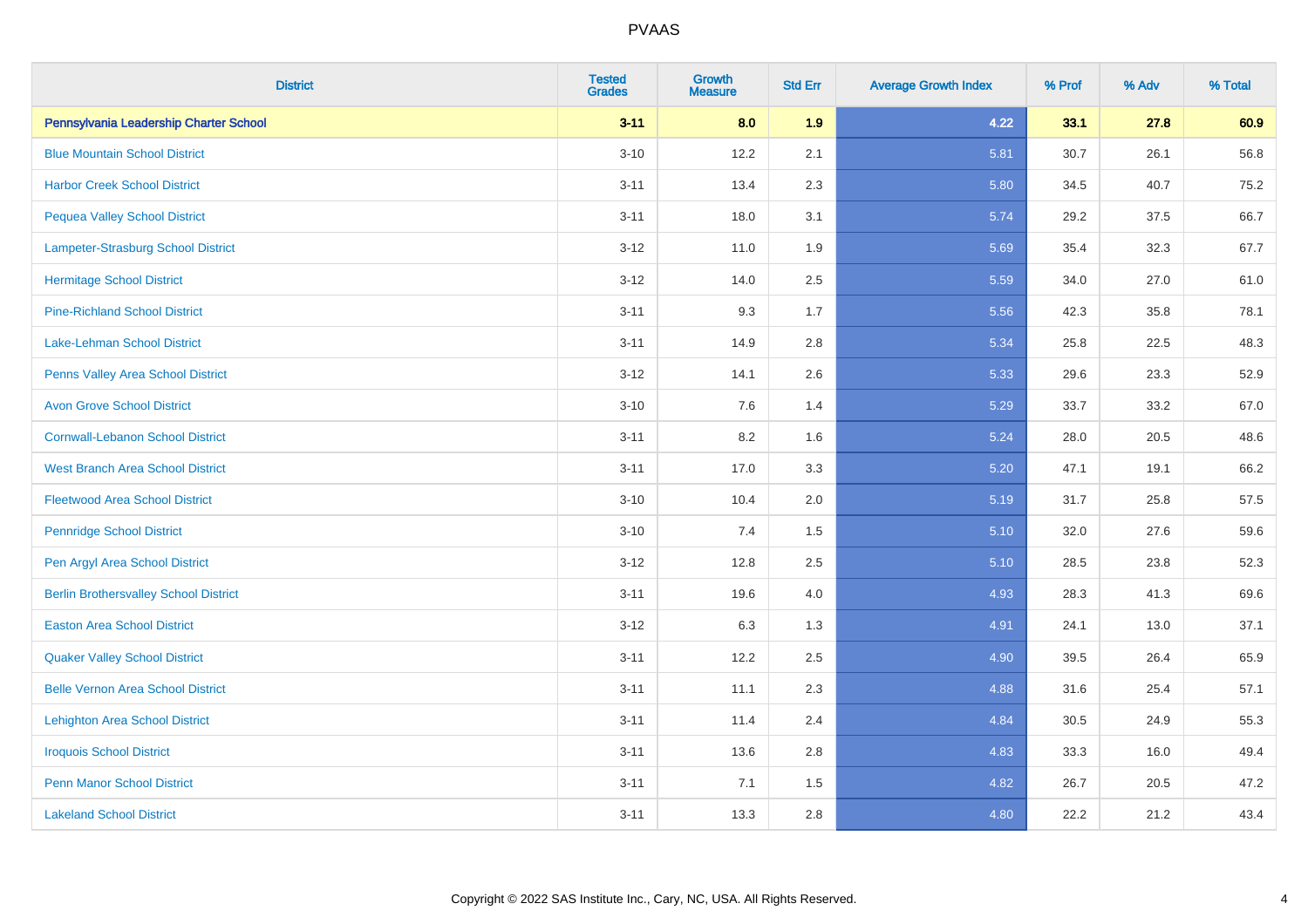# PVAAS

| District | Tested Grades | Growth Measure | Std Err | Average Growth Index | % Prof | % Adv | % Total |
|---|---|---|---|---|---|---|---|
| **Pennsylvania Leadership Charter School** | **3-11** | **8.0** | **1.9** | **4.22** | **33.1** | **27.8** | **60.9** |
| Blue Mountain School District | 3-10 | 12.2 | 2.1 | 5.81 | 30.7 | 26.1 | 56.8 |
| Harbor Creek School District | 3-11 | 13.4 | 2.3 | 5.80 | 34.5 | 40.7 | 75.2 |
| Pequea Valley School District | 3-11 | 18.0 | 3.1 | 5.74 | 29.2 | 37.5 | 66.7 |
| Lampeter-Strasburg School District | 3-12 | 11.0 | 1.9 | 5.69 | 35.4 | 32.3 | 67.7 |
| Hermitage School District | 3-12 | 14.0 | 2.5 | 5.59 | 34.0 | 27.0 | 61.0 |
| Pine-Richland School District | 3-11 | 9.3 | 1.7 | 5.56 | 42.3 | 35.8 | 78.1 |
| Lake-Lehman School District | 3-11 | 14.9 | 2.8 | 5.34 | 25.8 | 22.5 | 48.3 |
| Penns Valley Area School District | 3-12 | 14.1 | 2.6 | 5.33 | 29.6 | 23.3 | 52.9 |
| Avon Grove School District | 3-10 | 7.6 | 1.4 | 5.29 | 33.7 | 33.2 | 67.0 |
| Cornwall-Lebanon School District | 3-11 | 8.2 | 1.6 | 5.24 | 28.0 | 20.5 | 48.6 |
| West Branch Area School District | 3-11 | 17.0 | 3.3 | 5.20 | 47.1 | 19.1 | 66.2 |
| Fleetwood Area School District | 3-10 | 10.4 | 2.0 | 5.19 | 31.7 | 25.8 | 57.5 |
| Pennridge School District | 3-10 | 7.4 | 1.5 | 5.10 | 32.0 | 27.6 | 59.6 |
| Pen Argyl Area School District | 3-12 | 12.8 | 2.5 | 5.10 | 28.5 | 23.8 | 52.3 |
| Berlin Brothersvalley School District | 3-11 | 19.6 | 4.0 | 4.93 | 28.3 | 41.3 | 69.6 |
| Easton Area School District | 3-12 | 6.3 | 1.3 | 4.91 | 24.1 | 13.0 | 37.1 |
| Quaker Valley School District | 3-11 | 12.2 | 2.5 | 4.90 | 39.5 | 26.4 | 65.9 |
| Belle Vernon Area School District | 3-11 | 11.1 | 2.3 | 4.88 | 31.6 | 25.4 | 57.1 |
| Lehighton Area School District | 3-11 | 11.4 | 2.4 | 4.84 | 30.5 | 24.9 | 55.3 |
| Iroquois School District | 3-11 | 13.6 | 2.8 | 4.83 | 33.3 | 16.0 | 49.4 |
| Penn Manor School District | 3-11 | 7.1 | 1.5 | 4.82 | 26.7 | 20.5 | 47.2 |
| Lakeland School District | 3-11 | 13.3 | 2.8 | 4.80 | 22.2 | 21.2 | 43.4 |

Copyright © 2022 SAS Institute Inc., Cary, NC, USA. All Rights Reserved.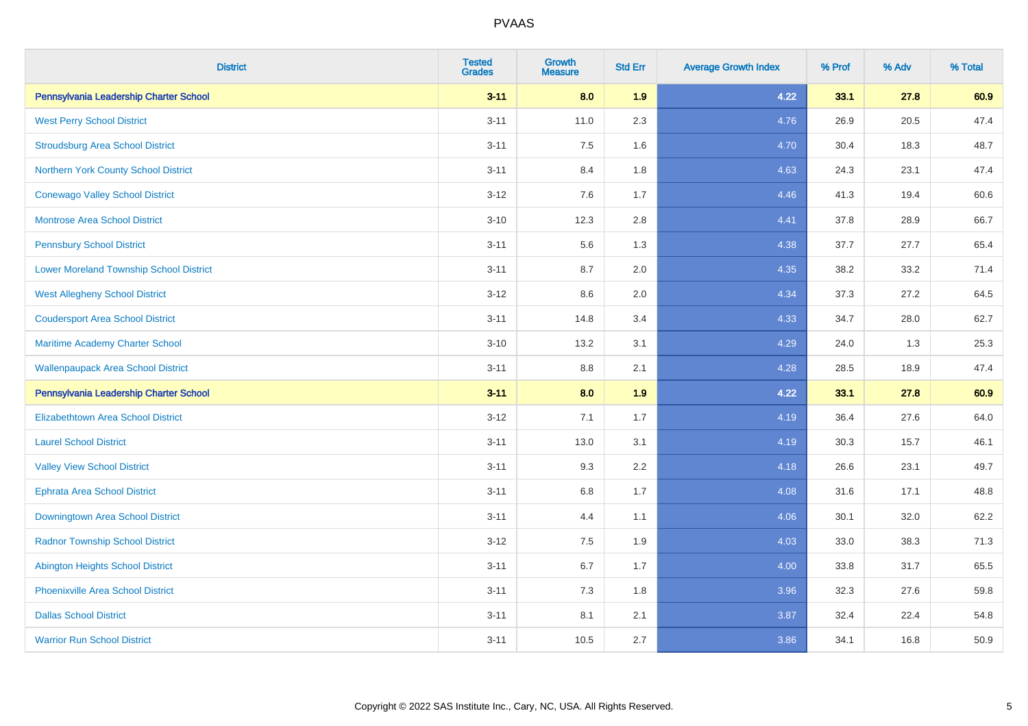# PVAAS

| District | Tested Grades | Growth Measure | Std Err | Average Growth Index | % Prof | % Adv | % Total |
|---|---|---|---|---|---|---|---|
| **Pennsylvania Leadership Charter School** | **3-11** | **8.0** | **1.9** | **4.22** | **33.1** | **27.8** | **60.9** |
| West Perry School District | 3-11 | 11.0 | 2.3 | 4.76 | 26.9 | 20.5 | 47.4 |
| Stroudsburg Area School District | 3-11 | 7.5 | 1.6 | 4.70 | 30.4 | 18.3 | 48.7 |
| Northern York County School District | 3-11 | 8.4 | 1.8 | 4.63 | 24.3 | 23.1 | 47.4 |
| Conewago Valley School District | 3-12 | 7.6 | 1.7 | 4.46 | 41.3 | 19.4 | 60.6 |
| Montrose Area School District | 3-10 | 12.3 | 2.8 | 4.41 | 37.8 | 28.9 | 66.7 |
| Pennsbury School District | 3-11 | 5.6 | 1.3 | 4.38 | 37.7 | 27.7 | 65.4 |
| Lower Moreland Township School District | 3-11 | 8.7 | 2.0 | 4.35 | 38.2 | 33.2 | 71.4 |
| West Allegheny School District | 3-12 | 8.6 | 2.0 | 4.34 | 37.3 | 27.2 | 64.5 |
| Coudersport Area School District | 3-11 | 14.8 | 3.4 | 4.33 | 34.7 | 28.0 | 62.7 |
| Maritime Academy Charter School | 3-10 | 13.2 | 3.1 | 4.29 | 24.0 | 1.3 | 25.3 |
| Wallenpaupack Area School District | 3-11 | 8.8 | 2.1 | 4.28 | 28.5 | 18.9 | 47.4 |
| **Pennsylvania Leadership Charter School** | **3-11** | **8.0** | **1.9** | **4.22** | **33.1** | **27.8** | **60.9** |
| Elizabethtown Area School District | 3-12 | 7.1 | 1.7 | 4.19 | 36.4 | 27.6 | 64.0 |
| Laurel School District | 3-11 | 13.0 | 3.1 | 4.19 | 30.3 | 15.7 | 46.1 |
| Valley View School District | 3-11 | 9.3 | 2.2 | 4.18 | 26.6 | 23.1 | 49.7 |
| Ephrata Area School District | 3-11 | 6.8 | 1.7 | 4.08 | 31.6 | 17.1 | 48.8 |
| Downingtown Area School District | 3-11 | 4.4 | 1.1 | 4.06 | 30.1 | 32.0 | 62.2 |
| Radnor Township School District | 3-12 | 7.5 | 1.9 | 4.03 | 33.0 | 38.3 | 71.3 |
| Abington Heights School District | 3-11 | 6.7 | 1.7 | 4.00 | 33.8 | 31.7 | 65.5 |
| Phoenixville Area School District | 3-11 | 7.3 | 1.8 | 3.96 | 32.3 | 27.6 | 59.8 |
| Dallas School District | 3-11 | 8.1 | 2.1 | 3.87 | 32.4 | 22.4 | 54.8 |
| Warrior Run School District | 3-11 | 10.5 | 2.7 | 3.86 | 34.1 | 16.8 | 50.9 |

Copyright © 2022 SAS Institute Inc., Cary, NC, USA. All Rights Reserved.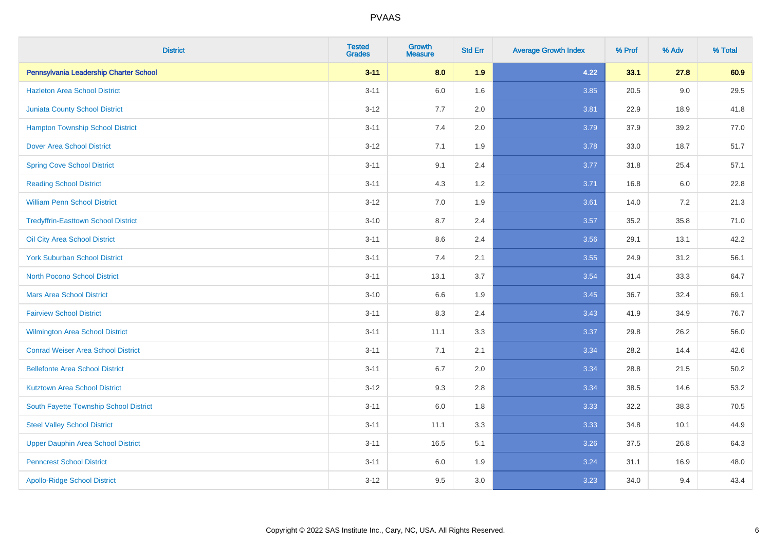# PVAAS

| District | Tested Grades | Growth Measure | Std Err | Average Growth Index | % Prof | % Adv | % Total |
|---|---|---|---|---|---|---|---|
| **Pennsylvania Leadership Charter School** | **3-11** | **8.0** | **1.9** | **4.22** | **33.1** | **27.8** | **60.9** |
| Hazleton Area School District | 3-11 | 6.0 | 1.6 | 3.85 | 20.5 | 9.0 | 29.5 |
| Juniata County School District | 3-12 | 7.7 | 2.0 | 3.81 | 22.9 | 18.9 | 41.8 |
| Hampton Township School District | 3-11 | 7.4 | 2.0 | 3.79 | 37.9 | 39.2 | 77.0 |
| Dover Area School District | 3-12 | 7.1 | 1.9 | 3.78 | 33.0 | 18.7 | 51.7 |
| Spring Cove School District | 3-11 | 9.1 | 2.4 | 3.77 | 31.8 | 25.4 | 57.1 |
| Reading School District | 3-11 | 4.3 | 1.2 | 3.71 | 16.8 | 6.0 | 22.8 |
| William Penn School District | 3-12 | 7.0 | 1.9 | 3.61 | 14.0 | 7.2 | 21.3 |
| Tredyffrin-Easttown School District | 3-10 | 8.7 | 2.4 | 3.57 | 35.2 | 35.8 | 71.0 |
| Oil City Area School District | 3-11 | 8.6 | 2.4 | 3.56 | 29.1 | 13.1 | 42.2 |
| York Suburban School District | 3-11 | 7.4 | 2.1 | 3.55 | 24.9 | 31.2 | 56.1 |
| North Pocono School District | 3-11 | 13.1 | 3.7 | 3.54 | 31.4 | 33.3 | 64.7 |
| Mars Area School District | 3-10 | 6.6 | 1.9 | 3.45 | 36.7 | 32.4 | 69.1 |
| Fairview School District | 3-11 | 8.3 | 2.4 | 3.43 | 41.9 | 34.9 | 76.7 |
| Wilmington Area School District | 3-11 | 11.1 | 3.3 | 3.37 | 29.8 | 26.2 | 56.0 |
| Conrad Weiser Area School District | 3-11 | 7.1 | 2.1 | 3.34 | 28.2 | 14.4 | 42.6 |
| Bellefonte Area School District | 3-11 | 6.7 | 2.0 | 3.34 | 28.8 | 21.5 | 50.2 |
| Kutztown Area School District | 3-12 | 9.3 | 2.8 | 3.34 | 38.5 | 14.6 | 53.2 |
| South Fayette Township School District | 3-11 | 6.0 | 1.8 | 3.33 | 32.2 | 38.3 | 70.5 |
| Steel Valley School District | 3-11 | 11.1 | 3.3 | 3.33 | 34.8 | 10.1 | 44.9 |
| Upper Dauphin Area School District | 3-11 | 16.5 | 5.1 | 3.26 | 37.5 | 26.8 | 64.3 |
| Penncrest School District | 3-11 | 6.0 | 1.9 | 3.24 | 31.1 | 16.9 | 48.0 |
| Apollo-Ridge School District | 3-12 | 9.5 | 3.0 | 3.23 | 34.0 | 9.4 | 43.4 |

Copyright © 2022 SAS Institute Inc., Cary, NC, USA. All Rights Reserved.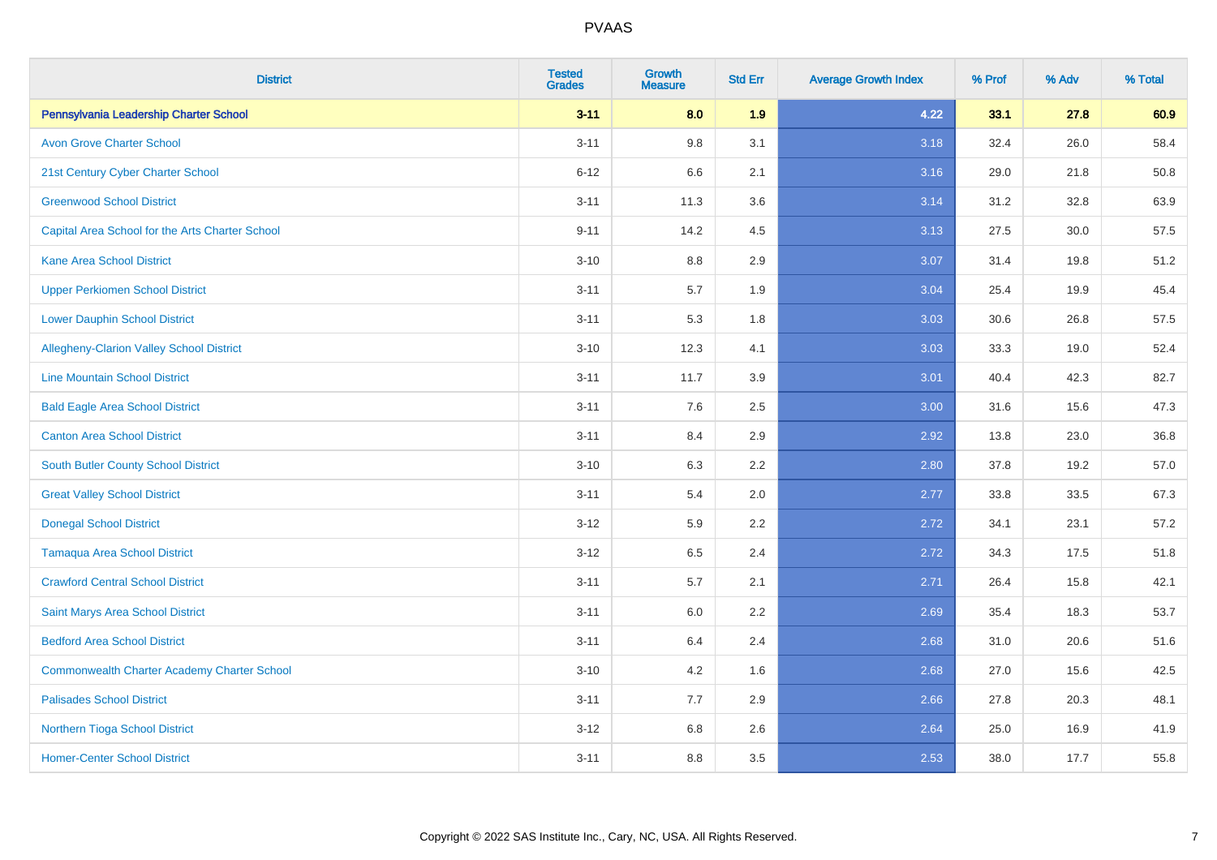| District | Tested Grades | Growth Measure | Std Err | Average Growth Index | % Prof | % Adv | % Total |
|---|---|---|---|---|---|---|---|
| **Pennsylvania Leadership Charter School** | **3-11** | **8.0** | **1.9** | **4.22** | **33.1** | **27.8** | **60.9** |
| Avon Grove Charter School | 3-11 | 9.8 | 3.1 | 3.18 | 32.4 | 26.0 | 58.4 |
| 21st Century Cyber Charter School | 6-12 | 6.6 | 2.1 | 3.16 | 29.0 | 21.8 | 50.8 |
| Greenwood School District | 3-11 | 11.3 | 3.6 | 3.14 | 31.2 | 32.8 | 63.9 |
| Capital Area School for the Arts Charter School | 9-11 | 14.2 | 4.5 | 3.13 | 27.5 | 30.0 | 57.5 |
| Kane Area School District | 3-10 | 8.8 | 2.9 | 3.07 | 31.4 | 19.8 | 51.2 |
| Upper Perkiomen School District | 3-11 | 5.7 | 1.9 | 3.04 | 25.4 | 19.9 | 45.4 |
| Lower Dauphin School District | 3-11 | 5.3 | 1.8 | 3.03 | 30.6 | 26.8 | 57.5 |
| Allegheny-Clarion Valley School District | 3-10 | 12.3 | 4.1 | 3.03 | 33.3 | 19.0 | 52.4 |
| Line Mountain School District | 3-11 | 11.7 | 3.9 | 3.01 | 40.4 | 42.3 | 82.7 |
| Bald Eagle Area School District | 3-11 | 7.6 | 2.5 | 3.00 | 31.6 | 15.6 | 47.3 |
| Canton Area School District | 3-11 | 8.4 | 2.9 | 2.92 | 13.8 | 23.0 | 36.8 |
| South Butler County School District | 3-10 | 6.3 | 2.2 | 2.80 | 37.8 | 19.2 | 57.0 |
| Great Valley School District | 3-11 | 5.4 | 2.0 | 2.77 | 33.8 | 33.5 | 67.3 |
| Donegal School District | 3-12 | 5.9 | 2.2 | 2.72 | 34.1 | 23.1 | 57.2 |
| Tamaqua Area School District | 3-12 | 6.5 | 2.4 | 2.72 | 34.3 | 17.5 | 51.8 |
| Crawford Central School District | 3-11 | 5.7 | 2.1 | 2.71 | 26.4 | 15.8 | 42.1 |
| Saint Marys Area School District | 3-11 | 6.0 | 2.2 | 2.69 | 35.4 | 18.3 | 53.7 |
| Bedford Area School District | 3-11 | 6.4 | 2.4 | 2.68 | 31.0 | 20.6 | 51.6 |
| Commonwealth Charter Academy Charter School | 3-10 | 4.2 | 1.6 | 2.68 | 27.0 | 15.6 | 42.5 |
| Palisades School District | 3-11 | 7.7 | 2.9 | 2.66 | 27.8 | 20.3 | 48.1 |
| Northern Tioga School District | 3-12 | 6.8 | 2.6 | 2.64 | 25.0 | 16.9 | 41.9 |
| Homer-Center School District | 3-11 | 8.8 | 3.5 | 2.53 | 38.0 | 17.7 | 55.8 |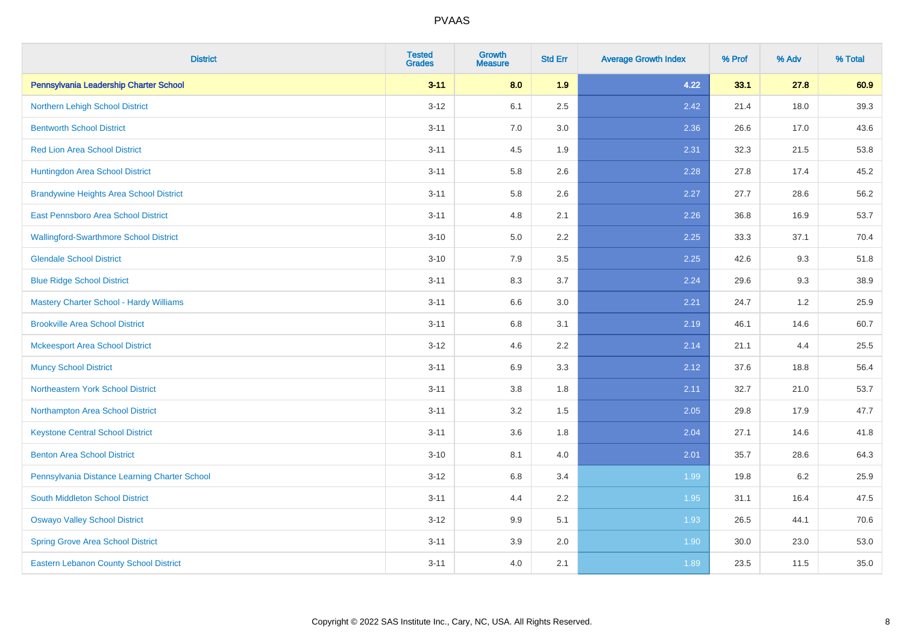| District | Tested Grades | Growth Measure | Std Err | Average Growth Index | % Prof | % Adv | % Total |
|---|---|---|---|---|---|---|---|
| **Pennsylvania Leadership Charter School** | **3-11** | **8.0** | **1.9** | **4.22** | **33.1** | **27.8** | **60.9** |
| Northern Lehigh School District | 3-12 | 6.1 | 2.5 | 2.42 | 21.4 | 18.0 | 39.3 |
| Bentworth School District | 3-11 | 7.0 | 3.0 | 2.36 | 26.6 | 17.0 | 43.6 |
| Red Lion Area School District | 3-11 | 4.5 | 1.9 | 2.31 | 32.3 | 21.5 | 53.8 |
| Huntingdon Area School District | 3-11 | 5.8 | 2.6 | 2.28 | 27.8 | 17.4 | 45.2 |
| Brandywine Heights Area School District | 3-11 | 5.8 | 2.6 | 2.27 | 27.7 | 28.6 | 56.2 |
| East Pennsboro Area School District | 3-11 | 4.8 | 2.1 | 2.26 | 36.8 | 16.9 | 53.7 |
| Wallingford-Swarthmore School District | 3-10 | 5.0 | 2.2 | 2.25 | 33.3 | 37.1 | 70.4 |
| Glendale School District | 3-10 | 7.9 | 3.5 | 2.25 | 42.6 | 9.3 | 51.8 |
| Blue Ridge School District | 3-11 | 8.3 | 3.7 | 2.24 | 29.6 | 9.3 | 38.9 |
| Mastery Charter School - Hardy Williams | 3-11 | 6.6 | 3.0 | 2.21 | 24.7 | 1.2 | 25.9 |
| Brookville Area School District | 3-11 | 6.8 | 3.1 | 2.19 | 46.1 | 14.6 | 60.7 |
| Mckeesport Area School District | 3-12 | 4.6 | 2.2 | 2.14 | 21.1 | 4.4 | 25.5 |
| Muncy School District | 3-11 | 6.9 | 3.3 | 2.12 | 37.6 | 18.8 | 56.4 |
| Northeastern York School District | 3-11 | 3.8 | 1.8 | 2.11 | 32.7 | 21.0 | 53.7 |
| Northampton Area School District | 3-11 | 3.2 | 1.5 | 2.05 | 29.8 | 17.9 | 47.7 |
| Keystone Central School District | 3-11 | 3.6 | 1.8 | 2.04 | 27.1 | 14.6 | 41.8 |
| Benton Area School District | 3-10 | 8.1 | 4.0 | 2.01 | 35.7 | 28.6 | 64.3 |
| Pennsylvania Distance Learning Charter School | 3-12 | 6.8 | 3.4 | 1.99 | 19.8 | 6.2 | 25.9 |
| South Middleton School District | 3-11 | 4.4 | 2.2 | 1.95 | 31.1 | 16.4 | 47.5 |
| Oswayo Valley School District | 3-12 | 9.9 | 5.1 | 1.93 | 26.5 | 44.1 | 70.6 |
| Spring Grove Area School District | 3-11 | 3.9 | 2.0 | 1.90 | 30.0 | 23.0 | 53.0 |
| Eastern Lebanon County School District | 3-11 | 4.0 | 2.1 | 1.89 | 23.5 | 11.5 | 35.0 |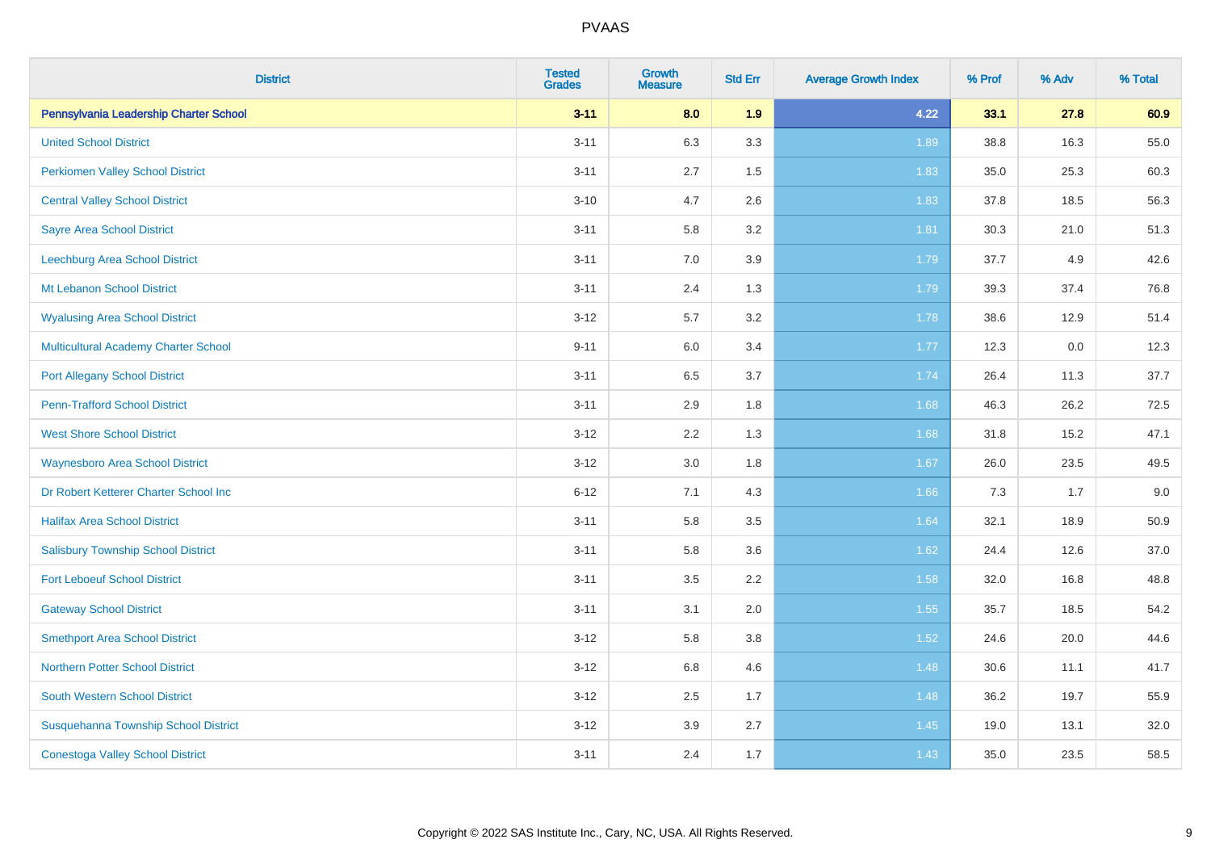| District | Tested Grades | Growth Measure | Std Err | Average Growth Index | % Prof | % Adv | % Total |
|---|---|---|---|---|---|---|---|
| **Pennsylvania Leadership Charter School** | **3-11** | **8.0** | **1.9** | **4.22** | **33.1** | **27.8** | **60.9** |
| United School District | 3-11 | 6.3 | 3.3 | 1.89 | 38.8 | 16.3 | 55.0 |
| Perkiomen Valley School District | 3-11 | 2.7 | 1.5 | 1.83 | 35.0 | 25.3 | 60.3 |
| Central Valley School District | 3-10 | 4.7 | 2.6 | 1.83 | 37.8 | 18.5 | 56.3 |
| Sayre Area School District | 3-11 | 5.8 | 3.2 | 1.81 | 30.3 | 21.0 | 51.3 |
| Leechburg Area School District | 3-11 | 7.0 | 3.9 | 1.79 | 37.7 | 4.9 | 42.6 |
| Mt Lebanon School District | 3-11 | 2.4 | 1.3 | 1.79 | 39.3 | 37.4 | 76.8 |
| Wyalusing Area School District | 3-12 | 5.7 | 3.2 | 1.78 | 38.6 | 12.9 | 51.4 |
| Multicultural Academy Charter School | 9-11 | 6.0 | 3.4 | 1.77 | 12.3 | 0.0 | 12.3 |
| Port Allegany School District | 3-11 | 6.5 | 3.7 | 1.74 | 26.4 | 11.3 | 37.7 |
| Penn-Trafford School District | 3-11 | 2.9 | 1.8 | 1.68 | 46.3 | 26.2 | 72.5 |
| West Shore School District | 3-12 | 2.2 | 1.3 | 1.68 | 31.8 | 15.2 | 47.1 |
| Waynesboro Area School District | 3-12 | 3.0 | 1.8 | 1.67 | 26.0 | 23.5 | 49.5 |
| Dr Robert Ketterer Charter School Inc | 6-12 | 7.1 | 4.3 | 1.66 | 7.3 | 1.7 | 9.0 |
| Halifax Area School District | 3-11 | 5.8 | 3.5 | 1.64 | 32.1 | 18.9 | 50.9 |
| Salisbury Township School District | 3-11 | 5.8 | 3.6 | 1.62 | 24.4 | 12.6 | 37.0 |
| Fort Leboeuf School District | 3-11 | 3.5 | 2.2 | 1.58 | 32.0 | 16.8 | 48.8 |
| Gateway School District | 3-11 | 3.1 | 2.0 | 1.55 | 35.7 | 18.5 | 54.2 |
| Smethport Area School District | 3-12 | 5.8 | 3.8 | 1.52 | 24.6 | 20.0 | 44.6 |
| Northern Potter School District | 3-12 | 6.8 | 4.6 | 1.48 | 30.6 | 11.1 | 41.7 |
| South Western School District | 3-12 | 2.5 | 1.7 | 1.48 | 36.2 | 19.7 | 55.9 |
| Susquehanna Township School District | 3-12 | 3.9 | 2.7 | 1.45 | 19.0 | 13.1 | 32.0 |
| Conestoga Valley School District | 3-11 | 2.4 | 1.7 | 1.43 | 35.0 | 23.5 | 58.5 |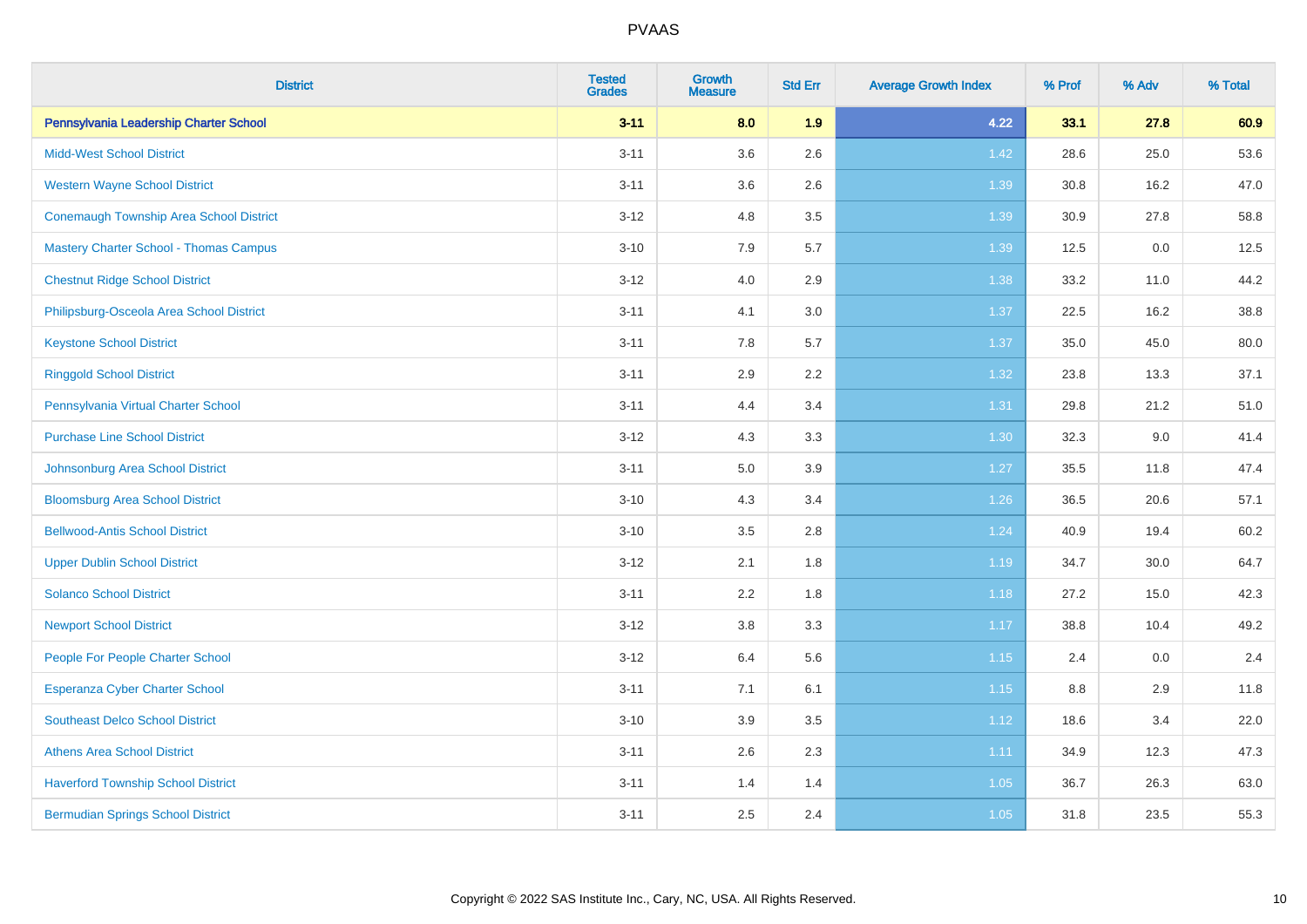# PVAAS

| District | Tested Grades | Growth Measure | Std Err | Average Growth Index | % Prof | % Adv | % Total |
|---|---|---|---|---|---|---|---|
| **Pennsylvania Leadership Charter School** | **3-11** | **8.0** | **1.9** | **4.22** | **33.1** | **27.8** | **60.9** |
| Midd-West School District | 3-11 | 3.6 | 2.6 | 1.42 | 28.6 | 25.0 | 53.6 |
| Western Wayne School District | 3-11 | 3.6 | 2.6 | 1.39 | 30.8 | 16.2 | 47.0 |
| Conemaugh Township Area School District | 3-12 | 4.8 | 3.5 | 1.39 | 30.9 | 27.8 | 58.8 |
| Mastery Charter School - Thomas Campus | 3-10 | 7.9 | 5.7 | 1.39 | 12.5 | 0.0 | 12.5 |
| Chestnut Ridge School District | 3-12 | 4.0 | 2.9 | 1.38 | 33.2 | 11.0 | 44.2 |
| Philipsburg-Osceola Area School District | 3-11 | 4.1 | 3.0 | 1.37 | 22.5 | 16.2 | 38.8 |
| Keystone School District | 3-11 | 7.8 | 5.7 | 1.37 | 35.0 | 45.0 | 80.0 |
| Ringgold School District | 3-11 | 2.9 | 2.2 | 1.32 | 23.8 | 13.3 | 37.1 |
| Pennsylvania Virtual Charter School | 3-11 | 4.4 | 3.4 | 1.31 | 29.8 | 21.2 | 51.0 |
| Purchase Line School District | 3-12 | 4.3 | 3.3 | 1.30 | 32.3 | 9.0 | 41.4 |
| Johnsonburg Area School District | 3-11 | 5.0 | 3.9 | 1.27 | 35.5 | 11.8 | 47.4 |
| Bloomsburg Area School District | 3-10 | 4.3 | 3.4 | 1.26 | 36.5 | 20.6 | 57.1 |
| Bellwood-Antis School District | 3-10 | 3.5 | 2.8 | 1.24 | 40.9 | 19.4 | 60.2 |
| Upper Dublin School District | 3-12 | 2.1 | 1.8 | 1.19 | 34.7 | 30.0 | 64.7 |
| Solanco School District | 3-11 | 2.2 | 1.8 | 1.18 | 27.2 | 15.0 | 42.3 |
| Newport School District | 3-12 | 3.8 | 3.3 | 1.17 | 38.8 | 10.4 | 49.2 |
| People For People Charter School | 3-12 | 6.4 | 5.6 | 1.15 | 2.4 | 0.0 | 2.4 |
| Esperanza Cyber Charter School | 3-11 | 7.1 | 6.1 | 1.15 | 8.8 | 2.9 | 11.8 |
| Southeast Delco School District | 3-10 | 3.9 | 3.5 | 1.12 | 18.6 | 3.4 | 22.0 |
| Athens Area School District | 3-11 | 2.6 | 2.3 | 1.11 | 34.9 | 12.3 | 47.3 |
| Haverford Township School District | 3-11 | 1.4 | 1.4 | 1.05 | 36.7 | 26.3 | 63.0 |
| Bermudian Springs School District | 3-11 | 2.5 | 2.4 | 1.05 | 31.8 | 23.5 | 55.3 |

Copyright © 2022 SAS Institute Inc., Cary, NC, USA. All Rights Reserved.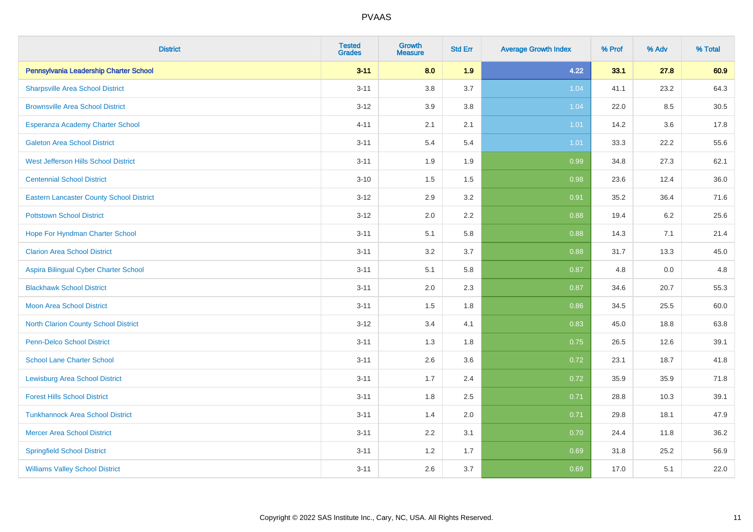# PVAAS

| District | Tested Grades | Growth Measure | Std Err | Average Growth Index | % Prof | % Adv | % Total |
|---|---|---|---|---|---|---|---|
| **Pennsylvania Leadership Charter School** | **3-11** | **8.0** | **1.9** | **4.22** | **33.1** | **27.8** | **60.9** |
| Sharpsville Area School District | 3-11 | 3.8 | 3.7 | 1.04 | 41.1 | 23.2 | 64.3 |
| Brownsville Area School District | 3-12 | 3.9 | 3.8 | 1.04 | 22.0 | 8.5 | 30.5 |
| Esperanza Academy Charter School | 4-11 | 2.1 | 2.1 | 1.01 | 14.2 | 3.6 | 17.8 |
| Galeton Area School District | 3-11 | 5.4 | 5.4 | 1.01 | 33.3 | 22.2 | 55.6 |
| West Jefferson Hills School District | 3-11 | 1.9 | 1.9 | 0.99 | 34.8 | 27.3 | 62.1 |
| Centennial School District | 3-10 | 1.5 | 1.5 | 0.98 | 23.6 | 12.4 | 36.0 |
| Eastern Lancaster County School District | 3-12 | 2.9 | 3.2 | 0.91 | 35.2 | 36.4 | 71.6 |
| Pottstown School District | 3-12 | 2.0 | 2.2 | 0.88 | 19.4 | 6.2 | 25.6 |
| Hope For Hyndman Charter School | 3-11 | 5.1 | 5.8 | 0.88 | 14.3 | 7.1 | 21.4 |
| Clarion Area School District | 3-11 | 3.2 | 3.7 | 0.88 | 31.7 | 13.3 | 45.0 |
| Aspira Bilingual Cyber Charter School | 3-11 | 5.1 | 5.8 | 0.87 | 4.8 | 0.0 | 4.8 |
| Blackhawk School District | 3-11 | 2.0 | 2.3 | 0.87 | 34.6 | 20.7 | 55.3 |
| Moon Area School District | 3-11 | 1.5 | 1.8 | 0.86 | 34.5 | 25.5 | 60.0 |
| North Clarion County School District | 3-12 | 3.4 | 4.1 | 0.83 | 45.0 | 18.8 | 63.8 |
| Penn-Delco School District | 3-11 | 1.3 | 1.8 | 0.75 | 26.5 | 12.6 | 39.1 |
| School Lane Charter School | 3-11 | 2.6 | 3.6 | 0.72 | 23.1 | 18.7 | 41.8 |
| Lewisburg Area School District | 3-11 | 1.7 | 2.4 | 0.72 | 35.9 | 35.9 | 71.8 |
| Forest Hills School District | 3-11 | 1.8 | 2.5 | 0.71 | 28.8 | 10.3 | 39.1 |
| Tunkhannock Area School District | 3-11 | 1.4 | 2.0 | 0.71 | 29.8 | 18.1 | 47.9 |
| Mercer Area School District | 3-11 | 2.2 | 3.1 | 0.70 | 24.4 | 11.8 | 36.2 |
| Springfield School District | 3-11 | 1.2 | 1.7 | 0.69 | 31.8 | 25.2 | 56.9 |
| Williams Valley School District | 3-11 | 2.6 | 3.7 | 0.69 | 17.0 | 5.1 | 22.0 |

Copyright © 2022 SAS Institute Inc., Cary, NC, USA. All Rights Reserved.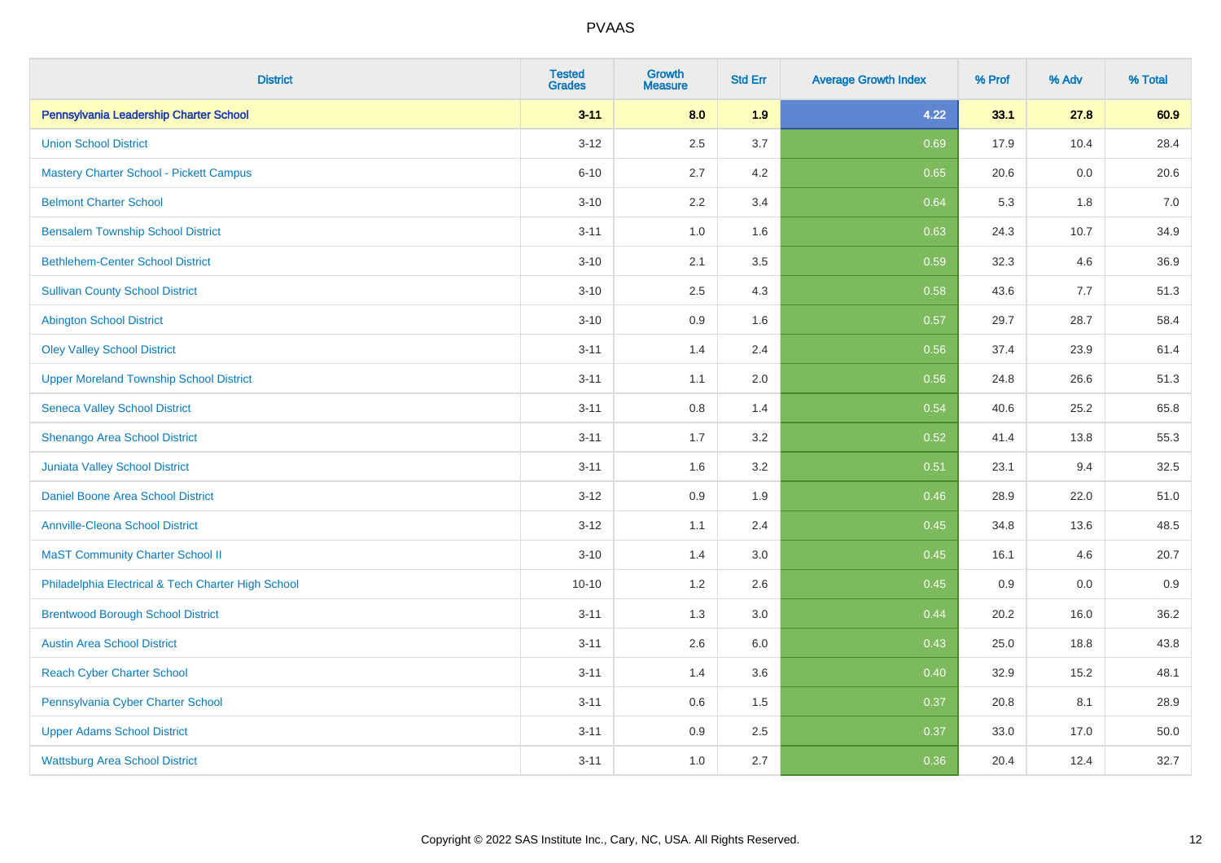| District | Tested Grades | Growth Measure | Std Err | Average Growth Index | % Prof | % Adv | % Total |
|---|---|---|---|---|---|---|---|
| **Pennsylvania Leadership Charter School** | **3-11** | **8.0** | **1.9** | **4.22** | **33.1** | **27.8** | **60.9** |
| Union School District | 3-12 | 2.5 | 3.7 | 0.69 | 17.9 | 10.4 | 28.4 |
| Mastery Charter School - Pickett Campus | 6-10 | 2.7 | 4.2 | 0.65 | 20.6 | 0.0 | 20.6 |
| Belmont Charter School | 3-10 | 2.2 | 3.4 | 0.64 | 5.3 | 1.8 | 7.0 |
| Bensalem Township School District | 3-11 | 1.0 | 1.6 | 0.63 | 24.3 | 10.7 | 34.9 |
| Bethlehem-Center School District | 3-10 | 2.1 | 3.5 | 0.59 | 32.3 | 4.6 | 36.9 |
| Sullivan County School District | 3-10 | 2.5 | 4.3 | 0.58 | 43.6 | 7.7 | 51.3 |
| Abington School District | 3-10 | 0.9 | 1.6 | 0.57 | 29.7 | 28.7 | 58.4 |
| Oley Valley School District | 3-11 | 1.4 | 2.4 | 0.56 | 37.4 | 23.9 | 61.4 |
| Upper Moreland Township School District | 3-11 | 1.1 | 2.0 | 0.56 | 24.8 | 26.6 | 51.3 |
| Seneca Valley School District | 3-11 | 0.8 | 1.4 | 0.54 | 40.6 | 25.2 | 65.8 |
| Shenango Area School District | 3-11 | 1.7 | 3.2 | 0.52 | 41.4 | 13.8 | 55.3 |
| Juniata Valley School District | 3-11 | 1.6 | 3.2 | 0.51 | 23.1 | 9.4 | 32.5 |
| Daniel Boone Area School District | 3-12 | 0.9 | 1.9 | 0.46 | 28.9 | 22.0 | 51.0 |
| Annville-Cleona School District | 3-12 | 1.1 | 2.4 | 0.45 | 34.8 | 13.6 | 48.5 |
| MaST Community Charter School II | 3-10 | 1.4 | 3.0 | 0.45 | 16.1 | 4.6 | 20.7 |
| Philadelphia Electrical & Tech Charter High School | 10-10 | 1.2 | 2.6 | 0.45 | 0.9 | 0.0 | 0.9 |
| Brentwood Borough School District | 3-11 | 1.3 | 3.0 | 0.44 | 20.2 | 16.0 | 36.2 |
| Austin Area School District | 3-11 | 2.6 | 6.0 | 0.43 | 25.0 | 18.8 | 43.8 |
| Reach Cyber Charter School | 3-11 | 1.4 | 3.6 | 0.40 | 32.9 | 15.2 | 48.1 |
| Pennsylvania Cyber Charter School | 3-11 | 0.6 | 1.5 | 0.37 | 20.8 | 8.1 | 28.9 |
| Upper Adams School District | 3-11 | 0.9 | 2.5 | 0.37 | 33.0 | 17.0 | 50.0 |
| Wattsburg Area School District | 3-11 | 1.0 | 2.7 | 0.36 | 20.4 | 12.4 | 32.7 |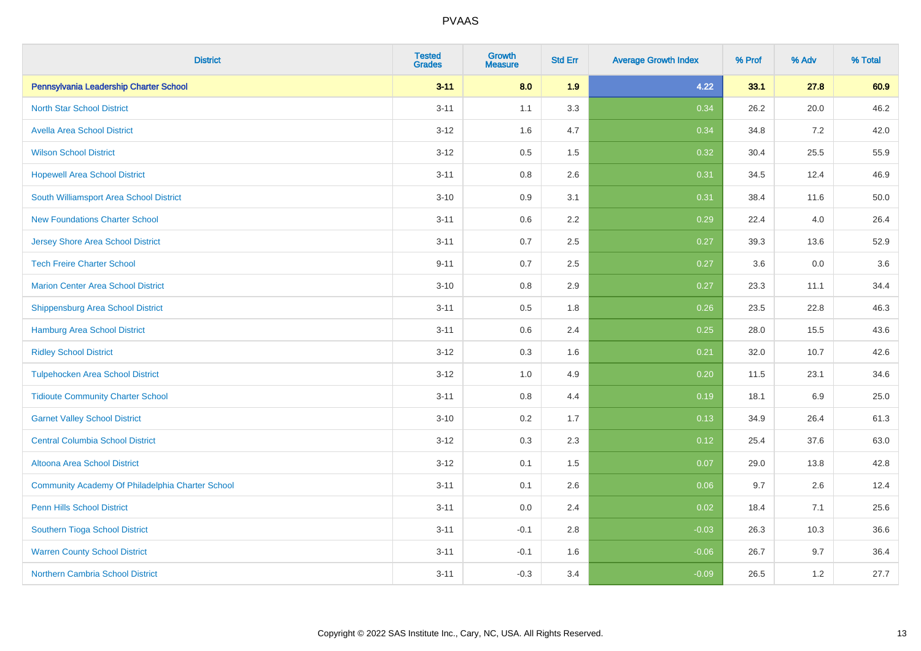PVAAS

| District | Tested Grades | Growth Measure | Std Err | Average Growth Index | % Prof | % Adv | % Total |
|---|---|---|---|---|---|---|---|
| **Pennsylvania Leadership Charter School** | **3-11** | **8.0** | **1.9** | **4.22** | **33.1** | **27.8** | **60.9** |
| North Star School District | 3-11 | 1.1 | 3.3 | 0.34 | 26.2 | 20.0 | 46.2 |
| Avella Area School District | 3-12 | 1.6 | 4.7 | 0.34 | 34.8 | 7.2 | 42.0 |
| Wilson School District | 3-12 | 0.5 | 1.5 | 0.32 | 30.4 | 25.5 | 55.9 |
| Hopewell Area School District | 3-11 | 0.8 | 2.6 | 0.31 | 34.5 | 12.4 | 46.9 |
| South Williamsport Area School District | 3-10 | 0.9 | 3.1 | 0.31 | 38.4 | 11.6 | 50.0 |
| New Foundations Charter School | 3-11 | 0.6 | 2.2 | 0.29 | 22.4 | 4.0 | 26.4 |
| Jersey Shore Area School District | 3-11 | 0.7 | 2.5 | 0.27 | 39.3 | 13.6 | 52.9 |
| Tech Freire Charter School | 9-11 | 0.7 | 2.5 | 0.27 | 3.6 | 0.0 | 3.6 |
| Marion Center Area School District | 3-10 | 0.8 | 2.9 | 0.27 | 23.3 | 11.1 | 34.4 |
| Shippensburg Area School District | 3-11 | 0.5 | 1.8 | 0.26 | 23.5 | 22.8 | 46.3 |
| Hamburg Area School District | 3-11 | 0.6 | 2.4 | 0.25 | 28.0 | 15.5 | 43.6 |
| Ridley School District | 3-12 | 0.3 | 1.6 | 0.21 | 32.0 | 10.7 | 42.6 |
| Tulpehocken Area School District | 3-12 | 1.0 | 4.9 | 0.20 | 11.5 | 23.1 | 34.6 |
| Tidioute Community Charter School | 3-11 | 0.8 | 4.4 | 0.19 | 18.1 | 6.9 | 25.0 |
| Garnet Valley School District | 3-10 | 0.2 | 1.7 | 0.13 | 34.9 | 26.4 | 61.3 |
| Central Columbia School District | 3-12 | 0.3 | 2.3 | 0.12 | 25.4 | 37.6 | 63.0 |
| Altoona Area School District | 3-12 | 0.1 | 1.5 | 0.07 | 29.0 | 13.8 | 42.8 |
| Community Academy Of Philadelphia Charter School | 3-11 | 0.1 | 2.6 | 0.06 | 9.7 | 2.6 | 12.4 |
| Penn Hills School District | 3-11 | 0.0 | 2.4 | 0.02 | 18.4 | 7.1 | 25.6 |
| Southern Tioga School District | 3-11 | -0.1 | 2.8 | -0.03 | 26.3 | 10.3 | 36.6 |
| Warren County School District | 3-11 | -0.1 | 1.6 | -0.06 | 26.7 | 9.7 | 36.4 |
| Northern Cambria School District | 3-11 | -0.3 | 3.4 | -0.09 | 26.5 | 1.2 | 27.7 |

Copyright © 2022 SAS Institute Inc., Cary, NC, USA. All Rights Reserved.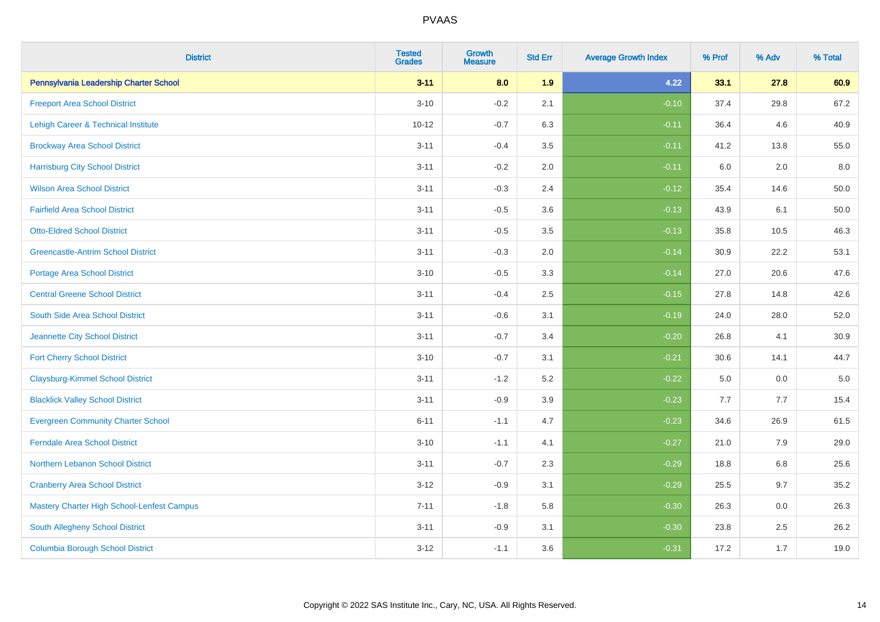# PVAAS

| District | Tested Grades | Growth Measure | Std Err | Average Growth Index | % Prof | % Adv | % Total |
|---|---|---|---|---|---|---|---|
| **Pennsylvania Leadership Charter School** | **3-11** | **8.0** | **1.9** | **4.22** | **33.1** | **27.8** | **60.9** |
| Freeport Area School District | 3-10 | -0.2 | 2.1 | -0.10 | 37.4 | 29.8 | 67.2 |
| Lehigh Career & Technical Institute | 10-12 | -0.7 | 6.3 | -0.11 | 36.4 | 4.6 | 40.9 |
| Brockway Area School District | 3-11 | -0.4 | 3.5 | -0.11 | 41.2 | 13.8 | 55.0 |
| Harrisburg City School District | 3-11 | -0.2 | 2.0 | -0.11 | 6.0 | 2.0 | 8.0 |
| Wilson Area School District | 3-11 | -0.3 | 2.4 | -0.12 | 35.4 | 14.6 | 50.0 |
| Fairfield Area School District | 3-11 | -0.5 | 3.6 | -0.13 | 43.9 | 6.1 | 50.0 |
| Otto-Eldred School District | 3-11 | -0.5 | 3.5 | -0.13 | 35.8 | 10.5 | 46.3 |
| Greencastle-Antrim School District | 3-11 | -0.3 | 2.0 | -0.14 | 30.9 | 22.2 | 53.1 |
| Portage Area School District | 3-10 | -0.5 | 3.3 | -0.14 | 27.0 | 20.6 | 47.6 |
| Central Greene School District | 3-11 | -0.4 | 2.5 | -0.15 | 27.8 | 14.8 | 42.6 |
| South Side Area School District | 3-11 | -0.6 | 3.1 | -0.19 | 24.0 | 28.0 | 52.0 |
| Jeannette City School District | 3-11 | -0.7 | 3.4 | -0.20 | 26.8 | 4.1 | 30.9 |
| Fort Cherry School District | 3-10 | -0.7 | 3.1 | -0.21 | 30.6 | 14.1 | 44.7 |
| Claysburg-Kimmel School District | 3-11 | -1.2 | 5.2 | -0.22 | 5.0 | 0.0 | 5.0 |
| Blacklick Valley School District | 3-11 | -0.9 | 3.9 | -0.23 | 7.7 | 7.7 | 15.4 |
| Evergreen Community Charter School | 6-11 | -1.1 | 4.7 | -0.23 | 34.6 | 26.9 | 61.5 |
| Ferndale Area School District | 3-10 | -1.1 | 4.1 | -0.27 | 21.0 | 7.9 | 29.0 |
| Northern Lebanon School District | 3-11 | -0.7 | 2.3 | -0.29 | 18.8 | 6.8 | 25.6 |
| Cranberry Area School District | 3-12 | -0.9 | 3.1 | -0.29 | 25.5 | 9.7 | 35.2 |
| Mastery Charter High School-Lenfest Campus | 7-11 | -1.8 | 5.8 | -0.30 | 26.3 | 0.0 | 26.3 |
| South Allegheny School District | 3-11 | -0.9 | 3.1 | -0.30 | 23.8 | 2.5 | 26.2 |
| Columbia Borough School District | 3-12 | -1.1 | 3.6 | -0.31 | 17.2 | 1.7 | 19.0 |

Copyright © 2022 SAS Institute Inc., Cary, NC, USA. All Rights Reserved.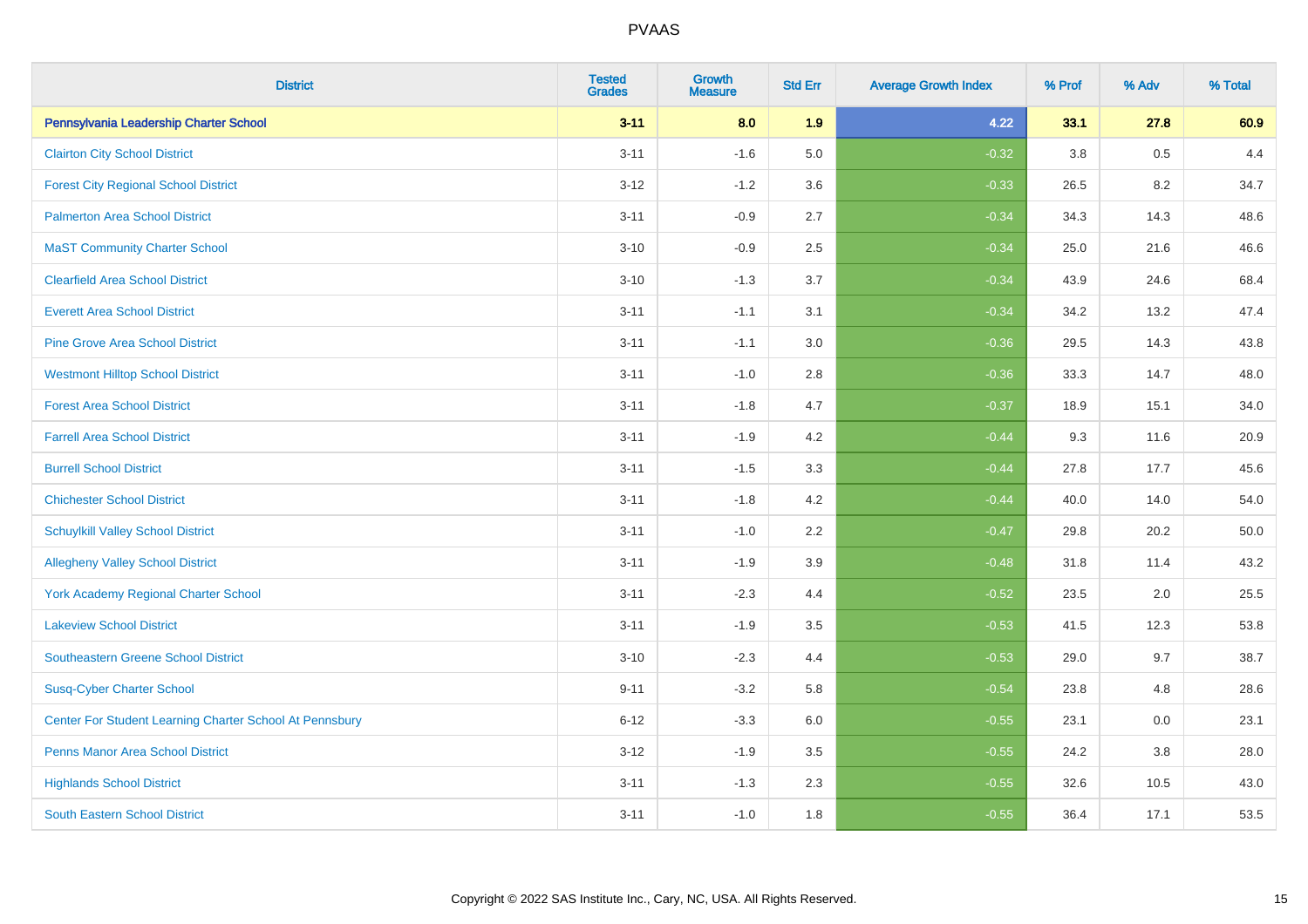| District | Tested Grades | Growth Measure | Std Err | Average Growth Index | % Prof | % Adv | % Total |
|---|---|---|---|---|---|---|---|
| **Pennsylvania Leadership Charter School** | **3-11** | **8.0** | **1.9** | **4.22** | **33.1** | **27.8** | **60.9** |
| Clairton City School District | 3-11 | -1.6 | 5.0 | -0.32 | 3.8 | 0.5 | 4.4 |
| Forest City Regional School District | 3-12 | -1.2 | 3.6 | -0.33 | 26.5 | 8.2 | 34.7 |
| Palmerton Area School District | 3-11 | -0.9 | 2.7 | -0.34 | 34.3 | 14.3 | 48.6 |
| MaST Community Charter School | 3-10 | -0.9 | 2.5 | -0.34 | 25.0 | 21.6 | 46.6 |
| Clearfield Area School District | 3-10 | -1.3 | 3.7 | -0.34 | 43.9 | 24.6 | 68.4 |
| Everett Area School District | 3-11 | -1.1 | 3.1 | -0.34 | 34.2 | 13.2 | 47.4 |
| Pine Grove Area School District | 3-11 | -1.1 | 3.0 | -0.36 | 29.5 | 14.3 | 43.8 |
| Westmont Hilltop School District | 3-11 | -1.0 | 2.8 | -0.36 | 33.3 | 14.7 | 48.0 |
| Forest Area School District | 3-11 | -1.8 | 4.7 | -0.37 | 18.9 | 15.1 | 34.0 |
| Farrell Area School District | 3-11 | -1.9 | 4.2 | -0.44 | 9.3 | 11.6 | 20.9 |
| Burrell School District | 3-11 | -1.5 | 3.3 | -0.44 | 27.8 | 17.7 | 45.6 |
| Chichester School District | 3-11 | -1.8 | 4.2 | -0.44 | 40.0 | 14.0 | 54.0 |
| Schuylkill Valley School District | 3-11 | -1.0 | 2.2 | -0.47 | 29.8 | 20.2 | 50.0 |
| Allegheny Valley School District | 3-11 | -1.9 | 3.9 | -0.48 | 31.8 | 11.4 | 43.2 |
| York Academy Regional Charter School | 3-11 | -2.3 | 4.4 | -0.52 | 23.5 | 2.0 | 25.5 |
| Lakeview School District | 3-11 | -1.9 | 3.5 | -0.53 | 41.5 | 12.3 | 53.8 |
| Southeastern Greene School District | 3-10 | -2.3 | 4.4 | -0.53 | 29.0 | 9.7 | 38.7 |
| Susq-Cyber Charter School | 9-11 | -3.2 | 5.8 | -0.54 | 23.8 | 4.8 | 28.6 |
| Center For Student Learning Charter School At Pennsbury | 6-12 | -3.3 | 6.0 | -0.55 | 23.1 | 0.0 | 23.1 |
| Penns Manor Area School District | 3-12 | -1.9 | 3.5 | -0.55 | 24.2 | 3.8 | 28.0 |
| Highlands School District | 3-11 | -1.3 | 2.3 | -0.55 | 32.6 | 10.5 | 43.0 |
| South Eastern School District | 3-11 | -1.0 | 1.8 | -0.55 | 36.4 | 17.1 | 53.5 |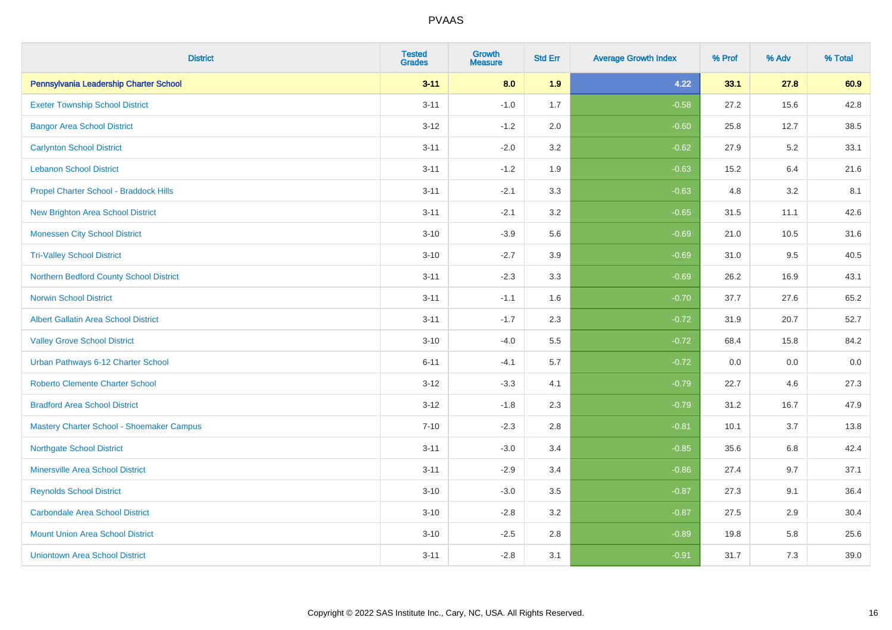| District | Tested Grades | Growth Measure | Std Err | Average Growth Index | % Prof | % Adv | % Total |
|---|---|---|---|---|---|---|---|
| **Pennsylvania Leadership Charter School** | **3-11** | **8.0** | **1.9** | **4.22** | **33.1** | **27.8** | **60.9** |
| Exeter Township School District | 3-11 | -1.0 | 1.7 | -0.58 | 27.2 | 15.6 | 42.8 |
| Bangor Area School District | 3-12 | -1.2 | 2.0 | -0.60 | 25.8 | 12.7 | 38.5 |
| Carlynton School District | 3-11 | -2.0 | 3.2 | -0.62 | 27.9 | 5.2 | 33.1 |
| Lebanon School District | 3-11 | -1.2 | 1.9 | -0.63 | 15.2 | 6.4 | 21.6 |
| Propel Charter School - Braddock Hills | 3-11 | -2.1 | 3.3 | -0.63 | 4.8 | 3.2 | 8.1 |
| New Brighton Area School District | 3-11 | -2.1 | 3.2 | -0.65 | 31.5 | 11.1 | 42.6 |
| Monessen City School District | 3-10 | -3.9 | 5.6 | -0.69 | 21.0 | 10.5 | 31.6 |
| Tri-Valley School District | 3-10 | -2.7 | 3.9 | -0.69 | 31.0 | 9.5 | 40.5 |
| Northern Bedford County School District | 3-11 | -2.3 | 3.3 | -0.69 | 26.2 | 16.9 | 43.1 |
| Norwin School District | 3-11 | -1.1 | 1.6 | -0.70 | 37.7 | 27.6 | 65.2 |
| Albert Gallatin Area School District | 3-11 | -1.7 | 2.3 | -0.72 | 31.9 | 20.7 | 52.7 |
| Valley Grove School District | 3-10 | -4.0 | 5.5 | -0.72 | 68.4 | 15.8 | 84.2 |
| Urban Pathways 6-12 Charter School | 6-11 | -4.1 | 5.7 | -0.72 | 0.0 | 0.0 | 0.0 |
| Roberto Clemente Charter School | 3-12 | -3.3 | 4.1 | -0.79 | 22.7 | 4.6 | 27.3 |
| Bradford Area School District | 3-12 | -1.8 | 2.3 | -0.79 | 31.2 | 16.7 | 47.9 |
| Mastery Charter School - Shoemaker Campus | 7-10 | -2.3 | 2.8 | -0.81 | 10.1 | 3.7 | 13.8 |
| Northgate School District | 3-11 | -3.0 | 3.4 | -0.85 | 35.6 | 6.8 | 42.4 |
| Minersville Area School District | 3-11 | -2.9 | 3.4 | -0.86 | 27.4 | 9.7 | 37.1 |
| Reynolds School District | 3-10 | -3.0 | 3.5 | -0.87 | 27.3 | 9.1 | 36.4 |
| Carbondale Area School District | 3-10 | -2.8 | 3.2 | -0.87 | 27.5 | 2.9 | 30.4 |
| Mount Union Area School District | 3-10 | -2.5 | 2.8 | -0.89 | 19.8 | 5.8 | 25.6 |
| Uniontown Area School District | 3-11 | -2.8 | 3.1 | -0.91 | 31.7 | 7.3 | 39.0 |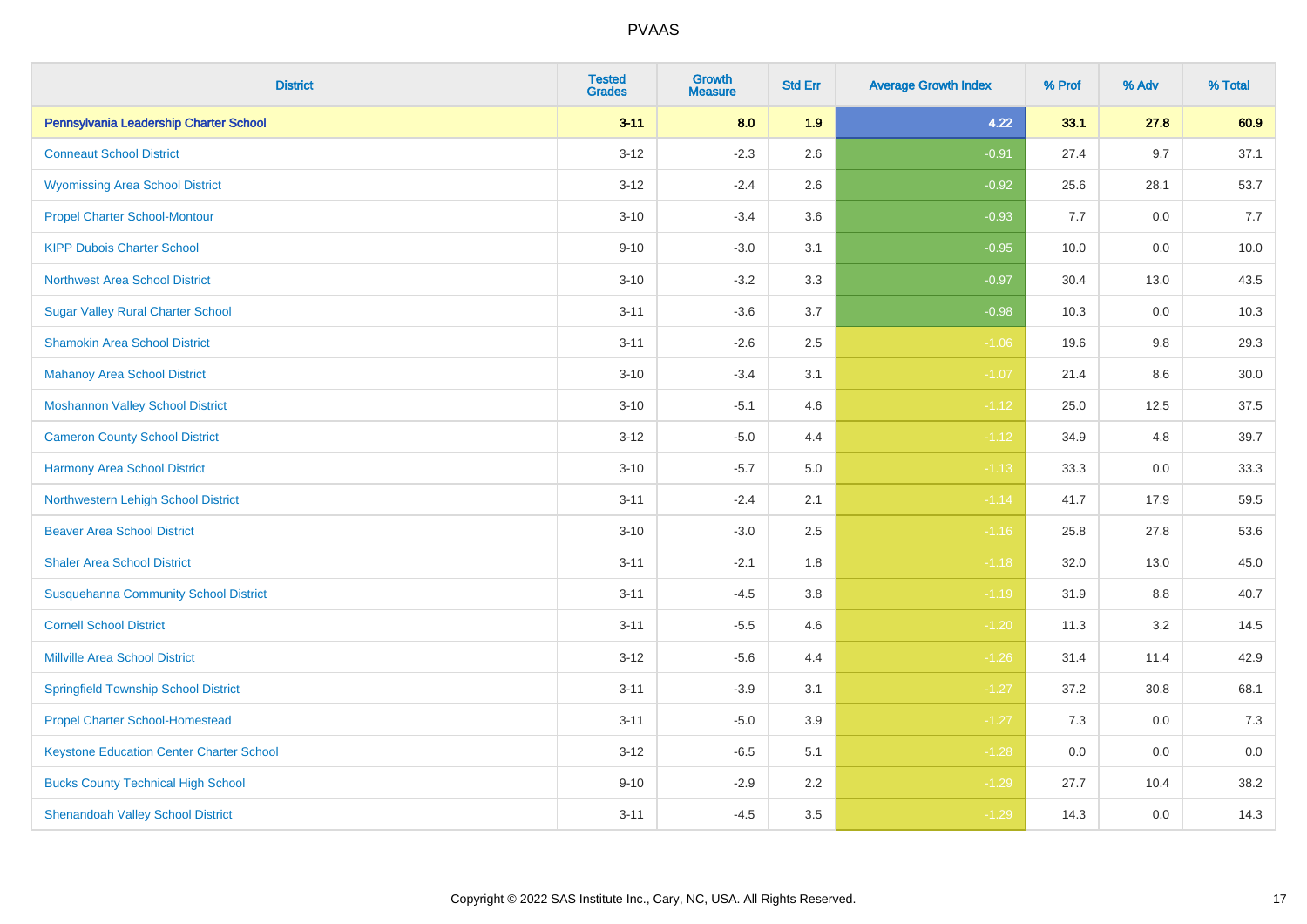| District | Tested Grades | Growth Measure | Std Err | Average Growth Index | % Prof | % Adv | % Total |
|---|---|---|---|---|---|---|---|
| **Pennsylvania Leadership Charter School** | **3-11** | **8.0** | **1.9** | **4.22** | **33.1** | **27.8** | **60.9** |
| Conneaut School District | 3-12 | -2.3 | 2.6 | -0.91 | 27.4 | 9.7 | 37.1 |
| Wyomissing Area School District | 3-12 | -2.4 | 2.6 | -0.92 | 25.6 | 28.1 | 53.7 |
| Propel Charter School-Montour | 3-10 | -3.4 | 3.6 | -0.93 | 7.7 | 0.0 | 7.7 |
| KIPP Dubois Charter School | 9-10 | -3.0 | 3.1 | -0.95 | 10.0 | 0.0 | 10.0 |
| Northwest Area School District | 3-10 | -3.2 | 3.3 | -0.97 | 30.4 | 13.0 | 43.5 |
| Sugar Valley Rural Charter School | 3-11 | -3.6 | 3.7 | -0.98 | 10.3 | 0.0 | 10.3 |
| Shamokin Area School District | 3-11 | -2.6 | 2.5 | -1.06 | 19.6 | 9.8 | 29.3 |
| Mahanoy Area School District | 3-10 | -3.4 | 3.1 | -1.07 | 21.4 | 8.6 | 30.0 |
| Moshannon Valley School District | 3-10 | -5.1 | 4.6 | -1.12 | 25.0 | 12.5 | 37.5 |
| Cameron County School District | 3-12 | -5.0 | 4.4 | -1.12 | 34.9 | 4.8 | 39.7 |
| Harmony Area School District | 3-10 | -5.7 | 5.0 | -1.13 | 33.3 | 0.0 | 33.3 |
| Northwestern Lehigh School District | 3-11 | -2.4 | 2.1 | -1.14 | 41.7 | 17.9 | 59.5 |
| Beaver Area School District | 3-10 | -3.0 | 2.5 | -1.16 | 25.8 | 27.8 | 53.6 |
| Shaler Area School District | 3-11 | -2.1 | 1.8 | -1.18 | 32.0 | 13.0 | 45.0 |
| Susquehanna Community School District | 3-11 | -4.5 | 3.8 | -1.19 | 31.9 | 8.8 | 40.7 |
| Cornell School District | 3-11 | -5.5 | 4.6 | -1.20 | 11.3 | 3.2 | 14.5 |
| Millville Area School District | 3-12 | -5.6 | 4.4 | -1.26 | 31.4 | 11.4 | 42.9 |
| Springfield Township School District | 3-11 | -3.9 | 3.1 | -1.27 | 37.2 | 30.8 | 68.1 |
| Propel Charter School-Homestead | 3-11 | -5.0 | 3.9 | -1.27 | 7.3 | 0.0 | 7.3 |
| Keystone Education Center Charter School | 3-12 | -6.5 | 5.1 | -1.28 | 0.0 | 0.0 | 0.0 |
| Bucks County Technical High School | 9-10 | -2.9 | 2.2 | -1.29 | 27.7 | 10.4 | 38.2 |
| Shenandoah Valley School District | 3-11 | -4.5 | 3.5 | -1.29 | 14.3 | 0.0 | 14.3 |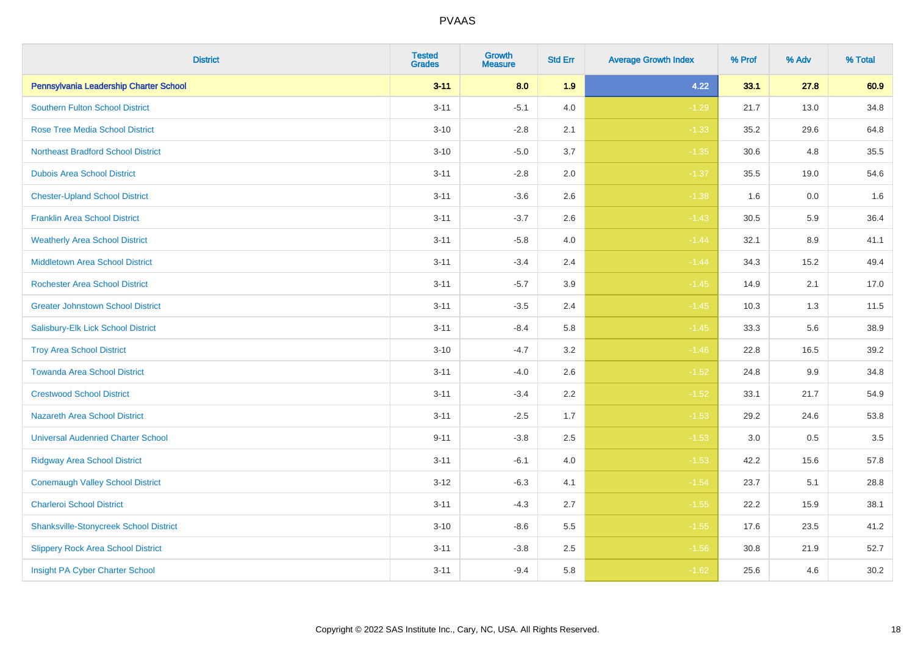# PVAAS

| District | Tested Grades | Growth Measure | Std Err | Average Growth Index | % Prof | % Adv | % Total |
|---|---|---|---|---|---|---|---|
| **Pennsylvania Leadership Charter School** | **3-11** | **8.0** | **1.9** | **4.22** | **33.1** | **27.8** | **60.9** |
| Southern Fulton School District | 3-11 | -5.1 | 4.0 | -1.29 | 21.7 | 13.0 | 34.8 |
| Rose Tree Media School District | 3-10 | -2.8 | 2.1 | -1.33 | 35.2 | 29.6 | 64.8 |
| Northeast Bradford School District | 3-10 | -5.0 | 3.7 | -1.35 | 30.6 | 4.8 | 35.5 |
| Dubois Area School District | 3-11 | -2.8 | 2.0 | -1.37 | 35.5 | 19.0 | 54.6 |
| Chester-Upland School District | 3-11 | -3.6 | 2.6 | -1.38 | 1.6 | 0.0 | 1.6 |
| Franklin Area School District | 3-11 | -3.7 | 2.6 | -1.43 | 30.5 | 5.9 | 36.4 |
| Weatherly Area School District | 3-11 | -5.8 | 4.0 | -1.44 | 32.1 | 8.9 | 41.1 |
| Middletown Area School District | 3-11 | -3.4 | 2.4 | -1.44 | 34.3 | 15.2 | 49.4 |
| Rochester Area School District | 3-11 | -5.7 | 3.9 | -1.45 | 14.9 | 2.1 | 17.0 |
| Greater Johnstown School District | 3-11 | -3.5 | 2.4 | -1.45 | 10.3 | 1.3 | 11.5 |
| Salisbury-Elk Lick School District | 3-11 | -8.4 | 5.8 | -1.45 | 33.3 | 5.6 | 38.9 |
| Troy Area School District | 3-10 | -4.7 | 3.2 | -1.46 | 22.8 | 16.5 | 39.2 |
| Towanda Area School District | 3-11 | -4.0 | 2.6 | -1.52 | 24.8 | 9.9 | 34.8 |
| Crestwood School District | 3-11 | -3.4 | 2.2 | -1.52 | 33.1 | 21.7 | 54.9 |
| Nazareth Area School District | 3-11 | -2.5 | 1.7 | -1.53 | 29.2 | 24.6 | 53.8 |
| Universal Audenried Charter School | 9-11 | -3.8 | 2.5 | -1.53 | 3.0 | 0.5 | 3.5 |
| Ridgway Area School District | 3-11 | -6.1 | 4.0 | -1.53 | 42.2 | 15.6 | 57.8 |
| Conemaugh Valley School District | 3-12 | -6.3 | 4.1 | -1.54 | 23.7 | 5.1 | 28.8 |
| Charleroi School District | 3-11 | -4.3 | 2.7 | -1.55 | 22.2 | 15.9 | 38.1 |
| Shanksville-Stonycreek School District | 3-10 | -8.6 | 5.5 | -1.55 | 17.6 | 23.5 | 41.2 |
| Slippery Rock Area School District | 3-11 | -3.8 | 2.5 | -1.56 | 30.8 | 21.9 | 52.7 |
| Insight PA Cyber Charter School | 3-11 | -9.4 | 5.8 | -1.62 | 25.6 | 4.6 | 30.2 |

Copyright © 2022 SAS Institute Inc., Cary, NC, USA. All Rights Reserved.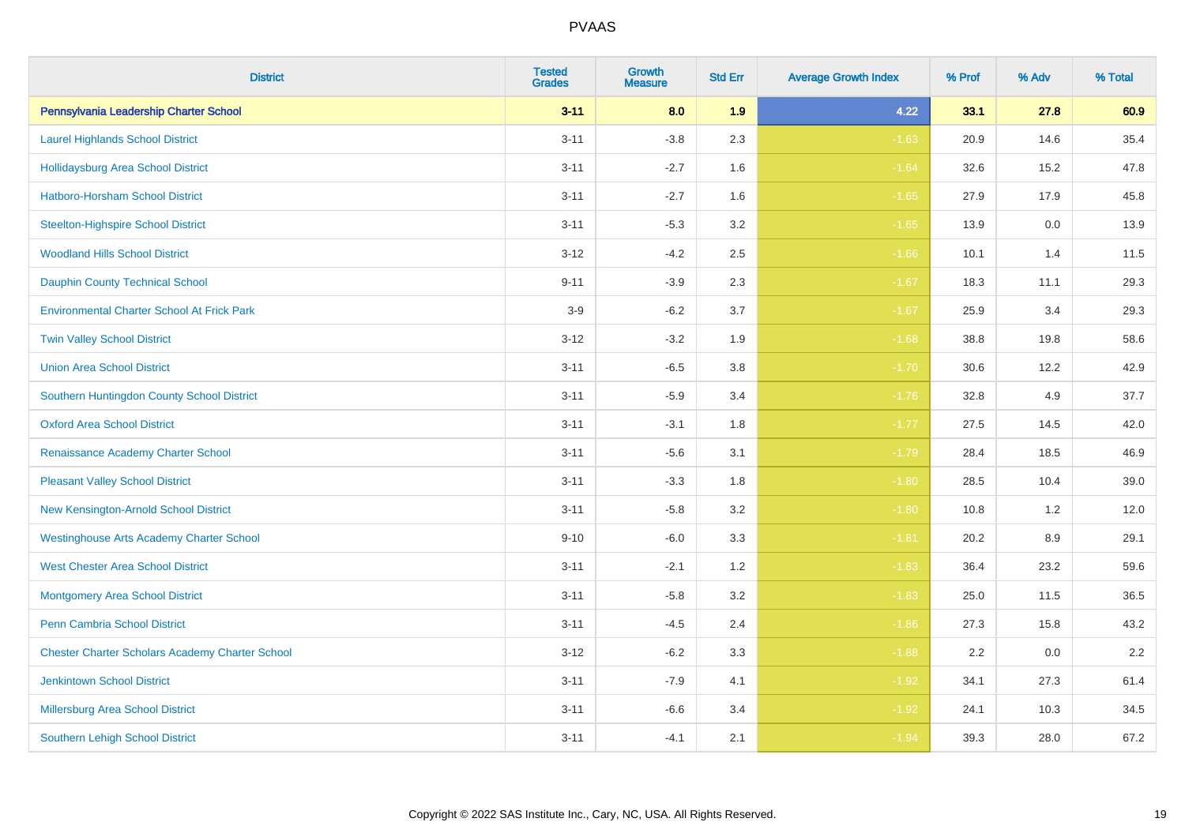| District | Tested Grades | Growth Measure | Std Err | Average Growth Index | % Prof | % Adv | % Total |
|---|---|---|---|---|---|---|---|
| **Pennsylvania Leadership Charter School** | **3-11** | **8.0** | **1.9** | **4.22** | **33.1** | **27.8** | **60.9** |
| Laurel Highlands School District | 3-11 | -3.8 | 2.3 | -1.63 | 20.9 | 14.6 | 35.4 |
| Hollidaysburg Area School District | 3-11 | -2.7 | 1.6 | -1.64 | 32.6 | 15.2 | 47.8 |
| Hatboro-Horsham School District | 3-11 | -2.7 | 1.6 | -1.65 | 27.9 | 17.9 | 45.8 |
| Steelton-Highspire School District | 3-11 | -5.3 | 3.2 | -1.65 | 13.9 | 0.0 | 13.9 |
| Woodland Hills School District | 3-12 | -4.2 | 2.5 | -1.66 | 10.1 | 1.4 | 11.5 |
| Dauphin County Technical School | 9-11 | -3.9 | 2.3 | -1.67 | 18.3 | 11.1 | 29.3 |
| Environmental Charter School At Frick Park | 3-9 | -6.2 | 3.7 | -1.67 | 25.9 | 3.4 | 29.3 |
| Twin Valley School District | 3-12 | -3.2 | 1.9 | -1.68 | 38.8 | 19.8 | 58.6 |
| Union Area School District | 3-11 | -6.5 | 3.8 | -1.70 | 30.6 | 12.2 | 42.9 |
| Southern Huntingdon County School District | 3-11 | -5.9 | 3.4 | -1.76 | 32.8 | 4.9 | 37.7 |
| Oxford Area School District | 3-11 | -3.1 | 1.8 | -1.77 | 27.5 | 14.5 | 42.0 |
| Renaissance Academy Charter School | 3-11 | -5.6 | 3.1 | -1.79 | 28.4 | 18.5 | 46.9 |
| Pleasant Valley School District | 3-11 | -3.3 | 1.8 | -1.80 | 28.5 | 10.4 | 39.0 |
| New Kensington-Arnold School District | 3-11 | -5.8 | 3.2 | -1.80 | 10.8 | 1.2 | 12.0 |
| Westinghouse Arts Academy Charter School | 9-10 | -6.0 | 3.3 | -1.81 | 20.2 | 8.9 | 29.1 |
| West Chester Area School District | 3-11 | -2.1 | 1.2 | -1.83 | 36.4 | 23.2 | 59.6 |
| Montgomery Area School District | 3-11 | -5.8 | 3.2 | -1.83 | 25.0 | 11.5 | 36.5 |
| Penn Cambria School District | 3-11 | -4.5 | 2.4 | -1.86 | 27.3 | 15.8 | 43.2 |
| Chester Charter Scholars Academy Charter School | 3-12 | -6.2 | 3.3 | -1.88 | 2.2 | 0.0 | 2.2 |
| Jenkintown School District | 3-11 | -7.9 | 4.1 | -1.92 | 34.1 | 27.3 | 61.4 |
| Millersburg Area School District | 3-11 | -6.6 | 3.4 | -1.92 | 24.1 | 10.3 | 34.5 |
| Southern Lehigh School District | 3-11 | -4.1 | 2.1 | -1.94 | 39.3 | 28.0 | 67.2 |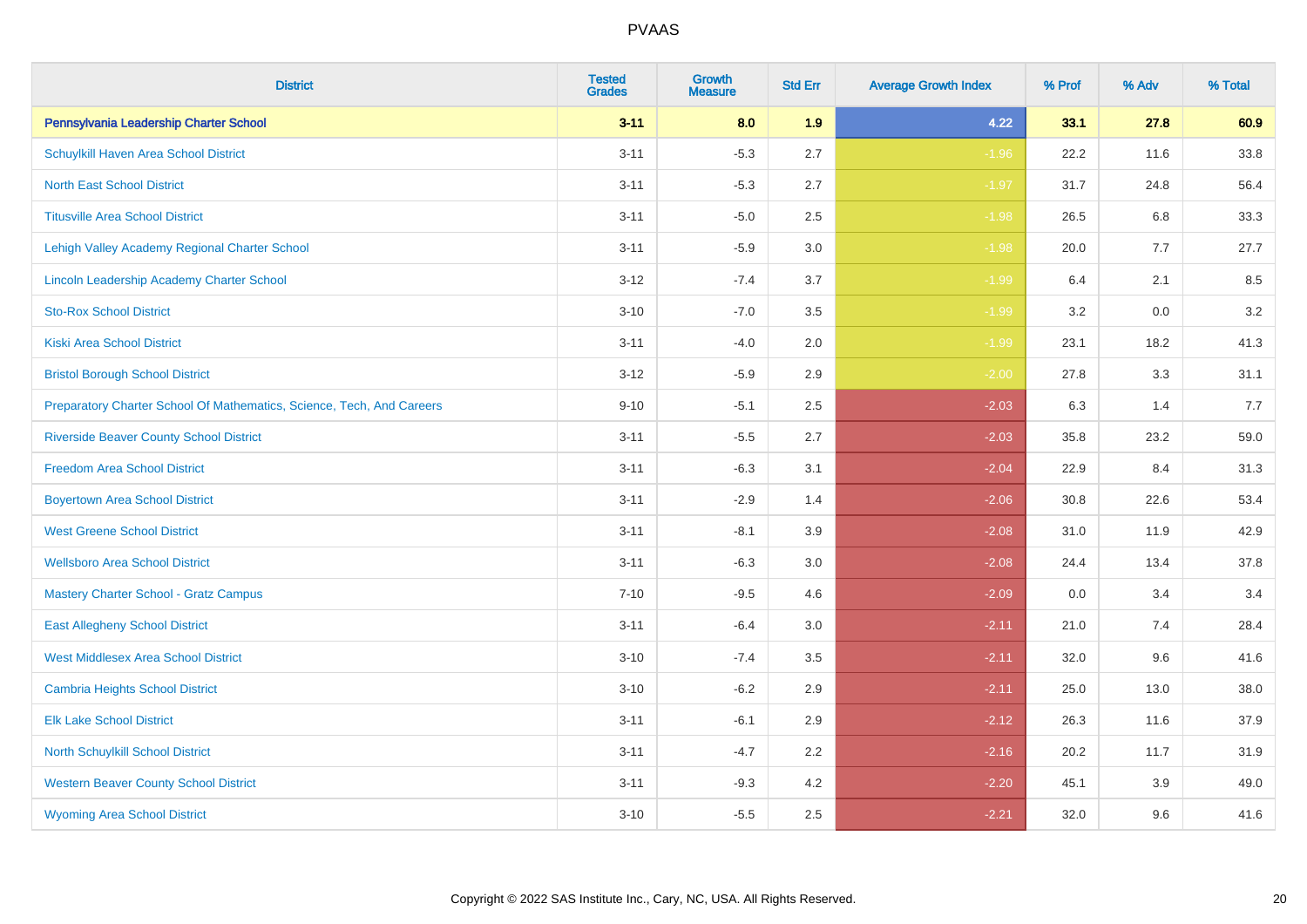PVAAS

| District | Tested Grades | Growth Measure | Std Err | Average Growth Index | % Prof | % Adv | % Total |
|---|---|---|---|---|---|---|---|
| **Pennsylvania Leadership Charter School** | **3-11** | **8.0** | **1.9** | **4.22** | **33.1** | **27.8** | **60.9** |
| Schuylkill Haven Area School District | 3-11 | -5.3 | 2.7 | -1.96 | 22.2 | 11.6 | 33.8 |
| North East School District | 3-11 | -5.3 | 2.7 | -1.97 | 31.7 | 24.8 | 56.4 |
| Titusville Area School District | 3-11 | -5.0 | 2.5 | -1.98 | 26.5 | 6.8 | 33.3 |
| Lehigh Valley Academy Regional Charter School | 3-11 | -5.9 | 3.0 | -1.98 | 20.0 | 7.7 | 27.7 |
| Lincoln Leadership Academy Charter School | 3-12 | -7.4 | 3.7 | -1.99 | 6.4 | 2.1 | 8.5 |
| Sto-Rox School District | 3-10 | -7.0 | 3.5 | -1.99 | 3.2 | 0.0 | 3.2 |
| Kiski Area School District | 3-11 | -4.0 | 2.0 | -1.99 | 23.1 | 18.2 | 41.3 |
| Bristol Borough School District | 3-12 | -5.9 | 2.9 | -2.00 | 27.8 | 3.3 | 31.1 |
| Preparatory Charter School Of Mathematics, Science, Tech, And Careers | 9-10 | -5.1 | 2.5 | -2.03 | 6.3 | 1.4 | 7.7 |
| Riverside Beaver County School District | 3-11 | -5.5 | 2.7 | -2.03 | 35.8 | 23.2 | 59.0 |
| Freedom Area School District | 3-11 | -6.3 | 3.1 | -2.04 | 22.9 | 8.4 | 31.3 |
| Boyertown Area School District | 3-11 | -2.9 | 1.4 | -2.06 | 30.8 | 22.6 | 53.4 |
| West Greene School District | 3-11 | -8.1 | 3.9 | -2.08 | 31.0 | 11.9 | 42.9 |
| Wellsboro Area School District | 3-11 | -6.3 | 3.0 | -2.08 | 24.4 | 13.4 | 37.8 |
| Mastery Charter School - Gratz Campus | 7-10 | -9.5 | 4.6 | -2.09 | 0.0 | 3.4 | 3.4 |
| East Allegheny School District | 3-11 | -6.4 | 3.0 | -2.11 | 21.0 | 7.4 | 28.4 |
| West Middlesex Area School District | 3-10 | -7.4 | 3.5 | -2.11 | 32.0 | 9.6 | 41.6 |
| Cambria Heights School District | 3-10 | -6.2 | 2.9 | -2.11 | 25.0 | 13.0 | 38.0 |
| Elk Lake School District | 3-11 | -6.1 | 2.9 | -2.12 | 26.3 | 11.6 | 37.9 |
| North Schuylkill School District | 3-11 | -4.7 | 2.2 | -2.16 | 20.2 | 11.7 | 31.9 |
| Western Beaver County School District | 3-11 | -9.3 | 4.2 | -2.20 | 45.1 | 3.9 | 49.0 |
| Wyoming Area School District | 3-10 | -5.5 | 2.5 | -2.21 | 32.0 | 9.6 | 41.6 |

Copyright © 2022 SAS Institute Inc., Cary, NC, USA. All Rights Reserved.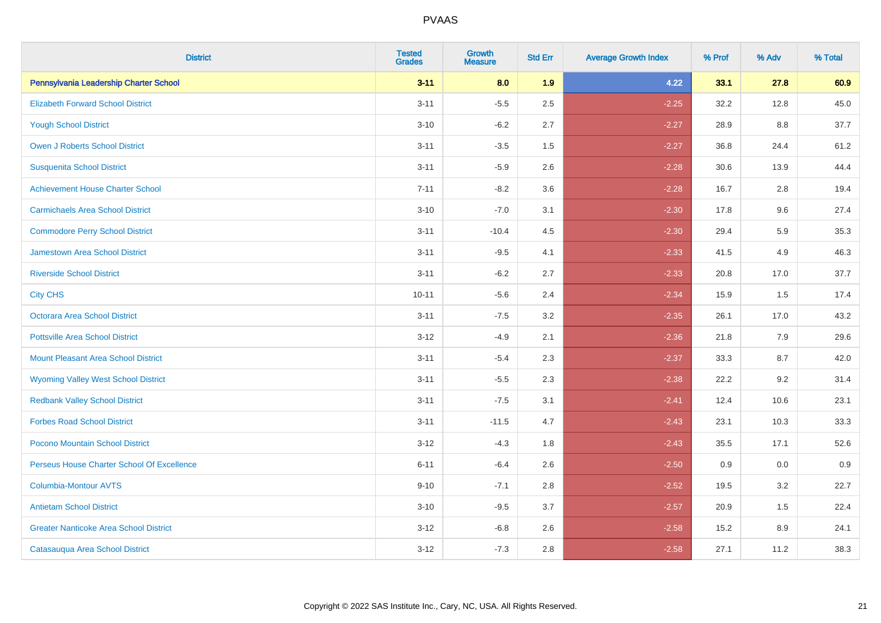| District | Tested Grades | Growth Measure | Std Err | Average Growth Index | % Prof | % Adv | % Total |
|---|---|---|---|---|---|---|---|
| **Pennsylvania Leadership Charter School** | **3-11** | **8.0** | **1.9** | **4.22** | **33.1** | **27.8** | **60.9** |
| Elizabeth Forward School District | 3-11 | -5.5 | 2.5 | -2.25 | 32.2 | 12.8 | 45.0 |
| Yough School District | 3-10 | -6.2 | 2.7 | -2.27 | 28.9 | 8.8 | 37.7 |
| Owen J Roberts School District | 3-11 | -3.5 | 1.5 | -2.27 | 36.8 | 24.4 | 61.2 |
| Susquenita School District | 3-11 | -5.9 | 2.6 | -2.28 | 30.6 | 13.9 | 44.4 |
| Achievement House Charter School | 7-11 | -8.2 | 3.6 | -2.28 | 16.7 | 2.8 | 19.4 |
| Carmichaels Area School District | 3-10 | -7.0 | 3.1 | -2.30 | 17.8 | 9.6 | 27.4 |
| Commodore Perry School District | 3-11 | -10.4 | 4.5 | -2.30 | 29.4 | 5.9 | 35.3 |
| Jamestown Area School District | 3-11 | -9.5 | 4.1 | -2.33 | 41.5 | 4.9 | 46.3 |
| Riverside School District | 3-11 | -6.2 | 2.7 | -2.33 | 20.8 | 17.0 | 37.7 |
| City CHS | 10-11 | -5.6 | 2.4 | -2.34 | 15.9 | 1.5 | 17.4 |
| Octorara Area School District | 3-11 | -7.5 | 3.2 | -2.35 | 26.1 | 17.0 | 43.2 |
| Pottsville Area School District | 3-12 | -4.9 | 2.1 | -2.36 | 21.8 | 7.9 | 29.6 |
| Mount Pleasant Area School District | 3-11 | -5.4 | 2.3 | -2.37 | 33.3 | 8.7 | 42.0 |
| Wyoming Valley West School District | 3-11 | -5.5 | 2.3 | -2.38 | 22.2 | 9.2 | 31.4 |
| Redbank Valley School District | 3-11 | -7.5 | 3.1 | -2.41 | 12.4 | 10.6 | 23.1 |
| Forbes Road School District | 3-11 | -11.5 | 4.7 | -2.43 | 23.1 | 10.3 | 33.3 |
| Pocono Mountain School District | 3-12 | -4.3 | 1.8 | -2.43 | 35.5 | 17.1 | 52.6 |
| Perseus House Charter School Of Excellence | 6-11 | -6.4 | 2.6 | -2.50 | 0.9 | 0.0 | 0.9 |
| Columbia-Montour AVTS | 9-10 | -7.1 | 2.8 | -2.52 | 19.5 | 3.2 | 22.7 |
| Antietam School District | 3-10 | -9.5 | 3.7 | -2.57 | 20.9 | 1.5 | 22.4 |
| Greater Nanticoke Area School District | 3-12 | -6.8 | 2.6 | -2.58 | 15.2 | 8.9 | 24.1 |
| Catasauqua Area School District | 3-12 | -7.3 | 2.8 | -2.58 | 27.1 | 11.2 | 38.3 |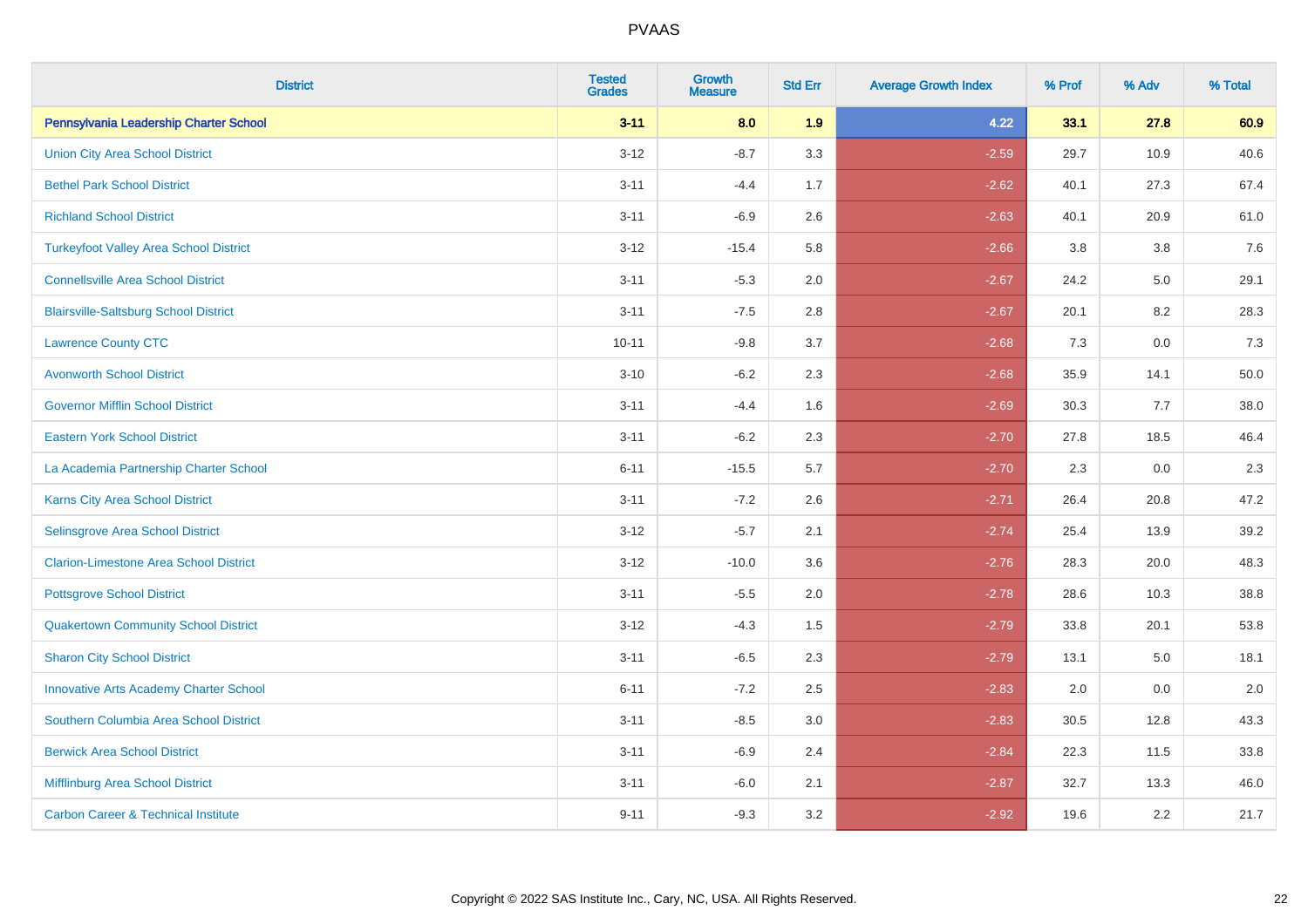# PVAAS

| District | Tested Grades | Growth Measure | Std Err | Average Growth Index | % Prof | % Adv | % Total |
|---|---|---|---|---|---|---|---|
| **Pennsylvania Leadership Charter School** | **3-11** | **8.0** | **1.9** | **4.22** | **33.1** | **27.8** | **60.9** |
| Union City Area School District | 3-12 | -8.7 | 3.3 | -2.59 | 29.7 | 10.9 | 40.6 |
| Bethel Park School District | 3-11 | -4.4 | 1.7 | -2.62 | 40.1 | 27.3 | 67.4 |
| Richland School District | 3-11 | -6.9 | 2.6 | -2.63 | 40.1 | 20.9 | 61.0 |
| Turkeyfoot Valley Area School District | 3-12 | -15.4 | 5.8 | -2.66 | 3.8 | 3.8 | 7.6 |
| Connellsville Area School District | 3-11 | -5.3 | 2.0 | -2.67 | 24.2 | 5.0 | 29.1 |
| Blairsville-Saltsburg School District | 3-11 | -7.5 | 2.8 | -2.67 | 20.1 | 8.2 | 28.3 |
| Lawrence County CTC | 10-11 | -9.8 | 3.7 | -2.68 | 7.3 | 0.0 | 7.3 |
| Avonworth School District | 3-10 | -6.2 | 2.3 | -2.68 | 35.9 | 14.1 | 50.0 |
| Governor Mifflin School District | 3-11 | -4.4 | 1.6 | -2.69 | 30.3 | 7.7 | 38.0 |
| Eastern York School District | 3-11 | -6.2 | 2.3 | -2.70 | 27.8 | 18.5 | 46.4 |
| La Academia Partnership Charter School | 6-11 | -15.5 | 5.7 | -2.70 | 2.3 | 0.0 | 2.3 |
| Karns City Area School District | 3-11 | -7.2 | 2.6 | -2.71 | 26.4 | 20.8 | 47.2 |
| Selinsgrove Area School District | 3-12 | -5.7 | 2.1 | -2.74 | 25.4 | 13.9 | 39.2 |
| Clarion-Limestone Area School District | 3-12 | -10.0 | 3.6 | -2.76 | 28.3 | 20.0 | 48.3 |
| Pottsgrove School District | 3-11 | -5.5 | 2.0 | -2.78 | 28.6 | 10.3 | 38.8 |
| Quakertown Community School District | 3-12 | -4.3 | 1.5 | -2.79 | 33.8 | 20.1 | 53.8 |
| Sharon City School District | 3-11 | -6.5 | 2.3 | -2.79 | 13.1 | 5.0 | 18.1 |
| Innovative Arts Academy Charter School | 6-11 | -7.2 | 2.5 | -2.83 | 2.0 | 0.0 | 2.0 |
| Southern Columbia Area School District | 3-11 | -8.5 | 3.0 | -2.83 | 30.5 | 12.8 | 43.3 |
| Berwick Area School District | 3-11 | -6.9 | 2.4 | -2.84 | 22.3 | 11.5 | 33.8 |
| Mifflinburg Area School District | 3-11 | -6.0 | 2.1 | -2.87 | 32.7 | 13.3 | 46.0 |
| Carbon Career & Technical Institute | 9-11 | -9.3 | 3.2 | -2.92 | 19.6 | 2.2 | 21.7 |

Copyright © 2022 SAS Institute Inc., Cary, NC, USA. All Rights Reserved.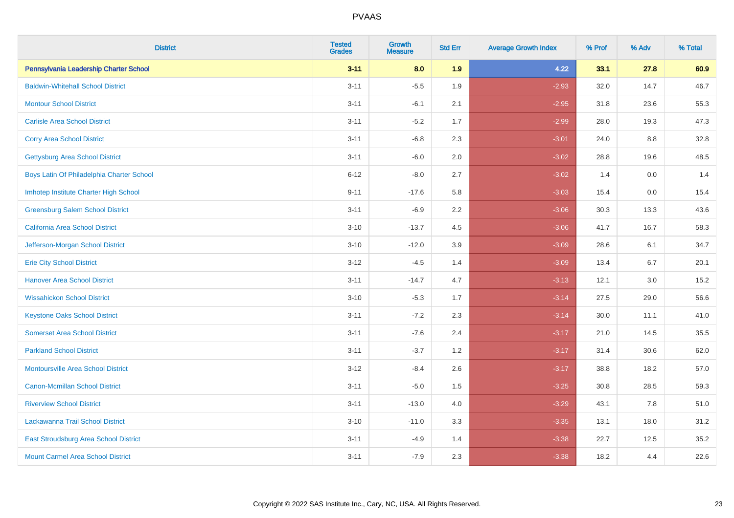# PVAAS

| District | Tested Grades | Growth Measure | Std Err | Average Growth Index | % Prof | % Adv | % Total |
|---|---|---|---|---|---|---|---|
| **Pennsylvania Leadership Charter School** | **3-11** | **8.0** | **1.9** | **4.22** | **33.1** | **27.8** | **60.9** |
| Baldwin-Whitehall School District | 3-11 | -5.5 | 1.9 | -2.93 | 32.0 | 14.7 | 46.7 |
| Montour School District | 3-11 | -6.1 | 2.1 | -2.95 | 31.8 | 23.6 | 55.3 |
| Carlisle Area School District | 3-11 | -5.2 | 1.7 | -2.99 | 28.0 | 19.3 | 47.3 |
| Corry Area School District | 3-11 | -6.8 | 2.3 | -3.01 | 24.0 | 8.8 | 32.8 |
| Gettysburg Area School District | 3-11 | -6.0 | 2.0 | -3.02 | 28.8 | 19.6 | 48.5 |
| Boys Latin Of Philadelphia Charter School | 6-12 | -8.0 | 2.7 | -3.02 | 1.4 | 0.0 | 1.4 |
| Imhotep Institute Charter High School | 9-11 | -17.6 | 5.8 | -3.03 | 15.4 | 0.0 | 15.4 |
| Greensburg Salem School District | 3-11 | -6.9 | 2.2 | -3.06 | 30.3 | 13.3 | 43.6 |
| California Area School District | 3-10 | -13.7 | 4.5 | -3.06 | 41.7 | 16.7 | 58.3 |
| Jefferson-Morgan School District | 3-10 | -12.0 | 3.9 | -3.09 | 28.6 | 6.1 | 34.7 |
| Erie City School District | 3-12 | -4.5 | 1.4 | -3.09 | 13.4 | 6.7 | 20.1 |
| Hanover Area School District | 3-11 | -14.7 | 4.7 | -3.13 | 12.1 | 3.0 | 15.2 |
| Wissahickon School District | 3-10 | -5.3 | 1.7 | -3.14 | 27.5 | 29.0 | 56.6 |
| Keystone Oaks School District | 3-11 | -7.2 | 2.3 | -3.14 | 30.0 | 11.1 | 41.0 |
| Somerset Area School District | 3-11 | -7.6 | 2.4 | -3.17 | 21.0 | 14.5 | 35.5 |
| Parkland School District | 3-11 | -3.7 | 1.2 | -3.17 | 31.4 | 30.6 | 62.0 |
| Montoursville Area School District | 3-12 | -8.4 | 2.6 | -3.17 | 38.8 | 18.2 | 57.0 |
| Canon-Mcmillan School District | 3-11 | -5.0 | 1.5 | -3.25 | 30.8 | 28.5 | 59.3 |
| Riverview School District | 3-11 | -13.0 | 4.0 | -3.29 | 43.1 | 7.8 | 51.0 |
| Lackawanna Trail School District | 3-10 | -11.0 | 3.3 | -3.35 | 13.1 | 18.0 | 31.2 |
| East Stroudsburg Area School District | 3-11 | -4.9 | 1.4 | -3.38 | 22.7 | 12.5 | 35.2 |
| Mount Carmel Area School District | 3-11 | -7.9 | 2.3 | -3.38 | 18.2 | 4.4 | 22.6 |

Copyright © 2022 SAS Institute Inc., Cary, NC, USA. All Rights Reserved.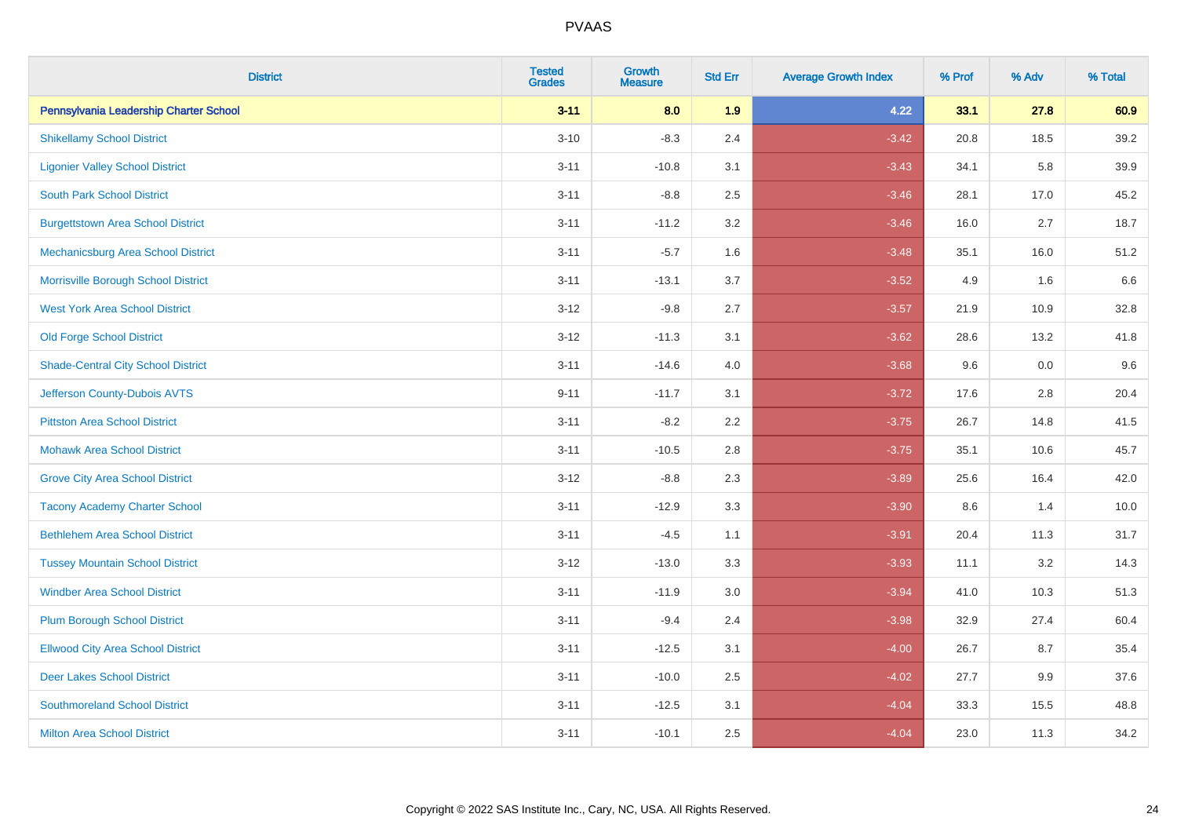# PVAAS

| District | Tested Grades | Growth Measure | Std Err | Average Growth Index | % Prof | % Adv | % Total |
|---|---|---|---|---|---|---|---|
| **Pennsylvania Leadership Charter School** | **3-11** | **8.0** | **1.9** | **4.22** | **33.1** | **27.8** | **60.9** |
| Shikellamy School District | 3-10 | -8.3 | 2.4 | -3.42 | 20.8 | 18.5 | 39.2 |
| Ligonier Valley School District | 3-11 | -10.8 | 3.1 | -3.43 | 34.1 | 5.8 | 39.9 |
| South Park School District | 3-11 | -8.8 | 2.5 | -3.46 | 28.1 | 17.0 | 45.2 |
| Burgettstown Area School District | 3-11 | -11.2 | 3.2 | -3.46 | 16.0 | 2.7 | 18.7 |
| Mechanicsburg Area School District | 3-11 | -5.7 | 1.6 | -3.48 | 35.1 | 16.0 | 51.2 |
| Morrisville Borough School District | 3-11 | -13.1 | 3.7 | -3.52 | 4.9 | 1.6 | 6.6 |
| West York Area School District | 3-12 | -9.8 | 2.7 | -3.57 | 21.9 | 10.9 | 32.8 |
| Old Forge School District | 3-12 | -11.3 | 3.1 | -3.62 | 28.6 | 13.2 | 41.8 |
| Shade-Central City School District | 3-11 | -14.6 | 4.0 | -3.68 | 9.6 | 0.0 | 9.6 |
| Jefferson County-Dubois AVTS | 9-11 | -11.7 | 3.1 | -3.72 | 17.6 | 2.8 | 20.4 |
| Pittston Area School District | 3-11 | -8.2 | 2.2 | -3.75 | 26.7 | 14.8 | 41.5 |
| Mohawk Area School District | 3-11 | -10.5 | 2.8 | -3.75 | 35.1 | 10.6 | 45.7 |
| Grove City Area School District | 3-12 | -8.8 | 2.3 | -3.89 | 25.6 | 16.4 | 42.0 |
| Tacony Academy Charter School | 3-11 | -12.9 | 3.3 | -3.90 | 8.6 | 1.4 | 10.0 |
| Bethlehem Area School District | 3-11 | -4.5 | 1.1 | -3.91 | 20.4 | 11.3 | 31.7 |
| Tussey Mountain School District | 3-12 | -13.0 | 3.3 | -3.93 | 11.1 | 3.2 | 14.3 |
| Windber Area School District | 3-11 | -11.9 | 3.0 | -3.94 | 41.0 | 10.3 | 51.3 |
| Plum Borough School District | 3-11 | -9.4 | 2.4 | -3.98 | 32.9 | 27.4 | 60.4 |
| Ellwood City Area School District | 3-11 | -12.5 | 3.1 | -4.00 | 26.7 | 8.7 | 35.4 |
| Deer Lakes School District | 3-11 | -10.0 | 2.5 | -4.02 | 27.7 | 9.9 | 37.6 |
| Southmoreland School District | 3-11 | -12.5 | 3.1 | -4.04 | 33.3 | 15.5 | 48.8 |
| Milton Area School District | 3-11 | -10.1 | 2.5 | -4.04 | 23.0 | 11.3 | 34.2 |

Copyright © 2022 SAS Institute Inc., Cary, NC, USA. All Rights Reserved.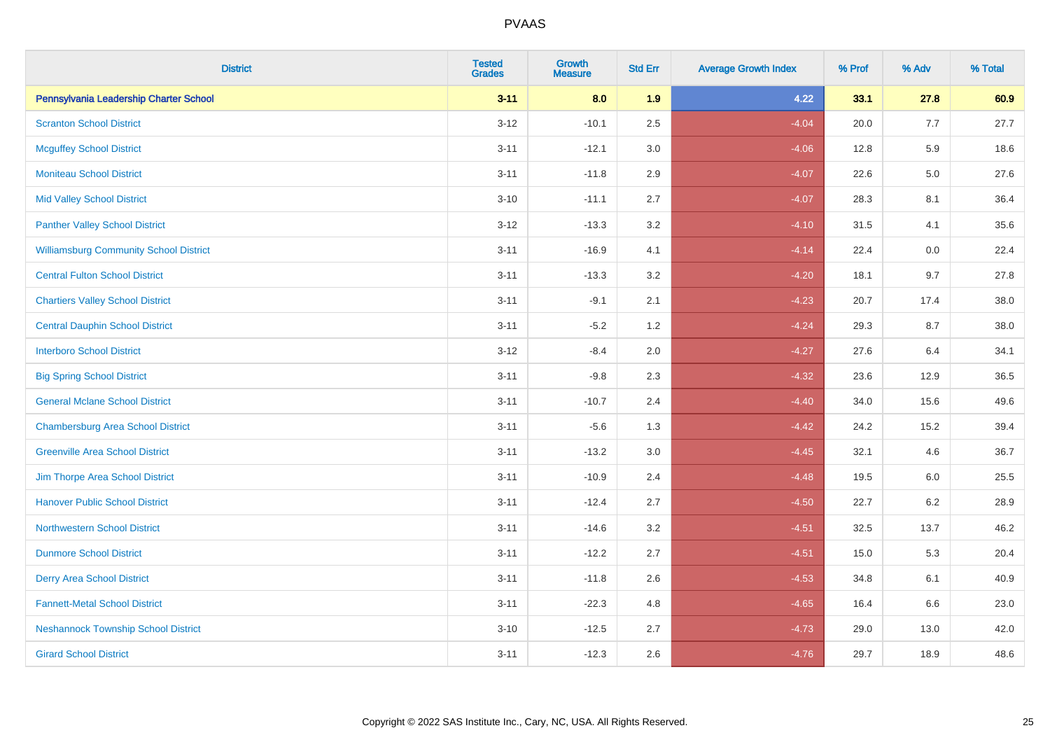# PVAAS

| District | Tested Grades | Growth Measure | Std Err | Average Growth Index | % Prof | % Adv | % Total |
|---|---|---|---|---|---|---|---|
| **Pennsylvania Leadership Charter School** | **3-11** | **8.0** | **1.9** | **4.22** | **33.1** | **27.8** | **60.9** |
| Scranton School District | 3-12 | -10.1 | 2.5 | -4.04 | 20.0 | 7.7 | 27.7 |
| Mcguffey School District | 3-11 | -12.1 | 3.0 | -4.06 | 12.8 | 5.9 | 18.6 |
| Moniteau School District | 3-11 | -11.8 | 2.9 | -4.07 | 22.6 | 5.0 | 27.6 |
| Mid Valley School District | 3-10 | -11.1 | 2.7 | -4.07 | 28.3 | 8.1 | 36.4 |
| Panther Valley School District | 3-12 | -13.3 | 3.2 | -4.10 | 31.5 | 4.1 | 35.6 |
| Williamsburg Community School District | 3-11 | -16.9 | 4.1 | -4.14 | 22.4 | 0.0 | 22.4 |
| Central Fulton School District | 3-11 | -13.3 | 3.2 | -4.20 | 18.1 | 9.7 | 27.8 |
| Chartiers Valley School District | 3-11 | -9.1 | 2.1 | -4.23 | 20.7 | 17.4 | 38.0 |
| Central Dauphin School District | 3-11 | -5.2 | 1.2 | -4.24 | 29.3 | 8.7 | 38.0 |
| Interboro School District | 3-12 | -8.4 | 2.0 | -4.27 | 27.6 | 6.4 | 34.1 |
| Big Spring School District | 3-11 | -9.8 | 2.3 | -4.32 | 23.6 | 12.9 | 36.5 |
| General Mclane School District | 3-11 | -10.7 | 2.4 | -4.40 | 34.0 | 15.6 | 49.6 |
| Chambersburg Area School District | 3-11 | -5.6 | 1.3 | -4.42 | 24.2 | 15.2 | 39.4 |
| Greenville Area School District | 3-11 | -13.2 | 3.0 | -4.45 | 32.1 | 4.6 | 36.7 |
| Jim Thorpe Area School District | 3-11 | -10.9 | 2.4 | -4.48 | 19.5 | 6.0 | 25.5 |
| Hanover Public School District | 3-11 | -12.4 | 2.7 | -4.50 | 22.7 | 6.2 | 28.9 |
| Northwestern School District | 3-11 | -14.6 | 3.2 | -4.51 | 32.5 | 13.7 | 46.2 |
| Dunmore School District | 3-11 | -12.2 | 2.7 | -4.51 | 15.0 | 5.3 | 20.4 |
| Derry Area School District | 3-11 | -11.8 | 2.6 | -4.53 | 34.8 | 6.1 | 40.9 |
| Fannett-Metal School District | 3-11 | -22.3 | 4.8 | -4.65 | 16.4 | 6.6 | 23.0 |
| Neshannock Township School District | 3-10 | -12.5 | 2.7 | -4.73 | 29.0 | 13.0 | 42.0 |
| Girard School District | 3-11 | -12.3 | 2.6 | -4.76 | 29.7 | 18.9 | 48.6 |

Copyright © 2022 SAS Institute Inc., Cary, NC, USA. All Rights Reserved.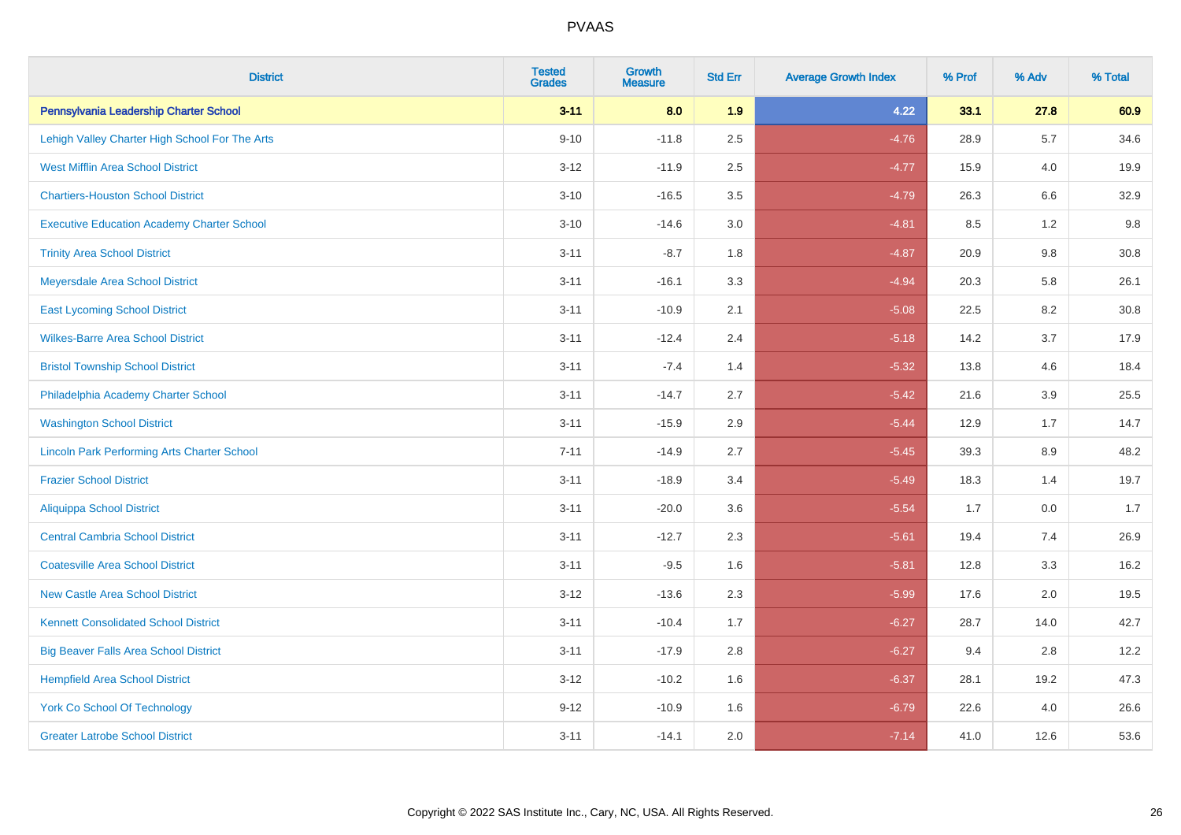# PVAAS

| District | Tested Grades | Growth Measure | Std Err | Average Growth Index | % Prof | % Adv | % Total |
|---|---|---|---|---|---|---|---|
| **Pennsylvania Leadership Charter School** | **3-11** | **8.0** | **1.9** | **4.22** | **33.1** | **27.8** | **60.9** |
| Lehigh Valley Charter High School For The Arts | 9-10 | -11.8 | 2.5 | -4.76 | 28.9 | 5.7 | 34.6 |
| West Mifflin Area School District | 3-12 | -11.9 | 2.5 | -4.77 | 15.9 | 4.0 | 19.9 |
| Chartiers-Houston School District | 3-10 | -16.5 | 3.5 | -4.79 | 26.3 | 6.6 | 32.9 |
| Executive Education Academy Charter School | 3-10 | -14.6 | 3.0 | -4.81 | 8.5 | 1.2 | 9.8 |
| Trinity Area School District | 3-11 | -8.7 | 1.8 | -4.87 | 20.9 | 9.8 | 30.8 |
| Meyersdale Area School District | 3-11 | -16.1 | 3.3 | -4.94 | 20.3 | 5.8 | 26.1 |
| East Lycoming School District | 3-11 | -10.9 | 2.1 | -5.08 | 22.5 | 8.2 | 30.8 |
| Wilkes-Barre Area School District | 3-11 | -12.4 | 2.4 | -5.18 | 14.2 | 3.7 | 17.9 |
| Bristol Township School District | 3-11 | -7.4 | 1.4 | -5.32 | 13.8 | 4.6 | 18.4 |
| Philadelphia Academy Charter School | 3-11 | -14.7 | 2.7 | -5.42 | 21.6 | 3.9 | 25.5 |
| Washington School District | 3-11 | -15.9 | 2.9 | -5.44 | 12.9 | 1.7 | 14.7 |
| Lincoln Park Performing Arts Charter School | 7-11 | -14.9 | 2.7 | -5.45 | 39.3 | 8.9 | 48.2 |
| Frazier School District | 3-11 | -18.9 | 3.4 | -5.49 | 18.3 | 1.4 | 19.7 |
| Aliquippa School District | 3-11 | -20.0 | 3.6 | -5.54 | 1.7 | 0.0 | 1.7 |
| Central Cambria School District | 3-11 | -12.7 | 2.3 | -5.61 | 19.4 | 7.4 | 26.9 |
| Coatesville Area School District | 3-11 | -9.5 | 1.6 | -5.81 | 12.8 | 3.3 | 16.2 |
| New Castle Area School District | 3-12 | -13.6 | 2.3 | -5.99 | 17.6 | 2.0 | 19.5 |
| Kennett Consolidated School District | 3-11 | -10.4 | 1.7 | -6.27 | 28.7 | 14.0 | 42.7 |
| Big Beaver Falls Area School District | 3-11 | -17.9 | 2.8 | -6.27 | 9.4 | 2.8 | 12.2 |
| Hempfield Area School District | 3-12 | -10.2 | 1.6 | -6.37 | 28.1 | 19.2 | 47.3 |
| York Co School Of Technology | 9-12 | -10.9 | 1.6 | -6.79 | 22.6 | 4.0 | 26.6 |
| Greater Latrobe School District | 3-11 | -14.1 | 2.0 | -7.14 | 41.0 | 12.6 | 53.6 |

Copyright © 2022 SAS Institute Inc., Cary, NC, USA. All Rights Reserved.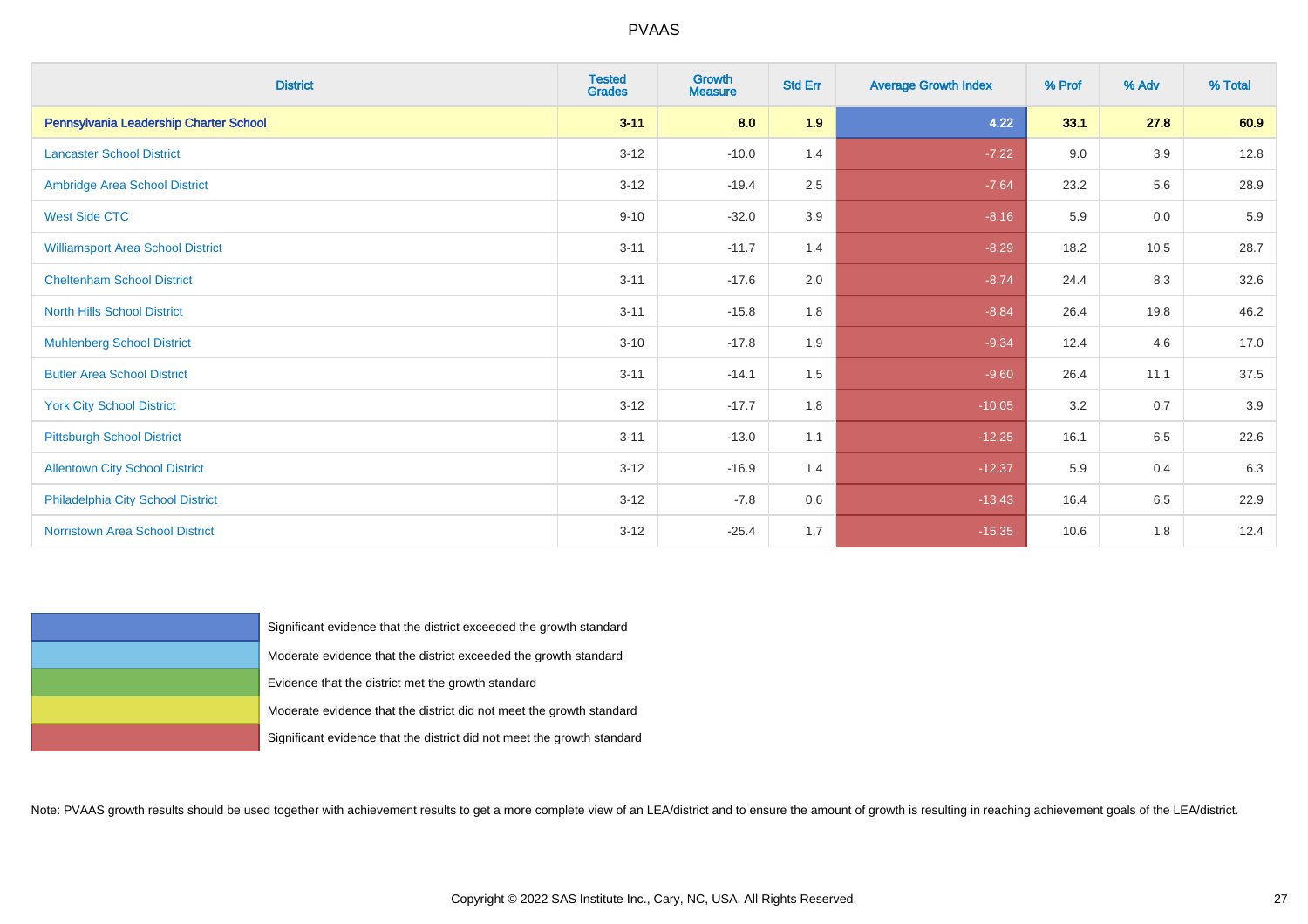# PVAAS

| District | Tested Grades | Growth Measure | Std Err | Average Growth Index | % Prof | % Adv | % Total |
|---|---|---|---|---|---|---|---|
| **Pennsylvania Leadership Charter School** | **3-11** | **8.0** | **1.9** | **4.22** | **33.1** | **27.8** | **60.9** |
| Lancaster School District | 3-12 | -10.0 | 1.4 | -7.22 | 9.0 | 3.9 | 12.8 |
| Ambridge Area School District | 3-12 | -19.4 | 2.5 | -7.64 | 23.2 | 5.6 | 28.9 |
| West Side CTC | 9-10 | -32.0 | 3.9 | -8.16 | 5.9 | 0.0 | 5.9 |
| Williamsport Area School District | 3-11 | -11.7 | 1.4 | -8.29 | 18.2 | 10.5 | 28.7 |
| Cheltenham School District | 3-11 | -17.6 | 2.0 | -8.74 | 24.4 | 8.3 | 32.6 |
| North Hills School District | 3-11 | -15.8 | 1.8 | -8.84 | 26.4 | 19.8 | 46.2 |
| Muhlenberg School District | 3-10 | -17.8 | 1.9 | -9.34 | 12.4 | 4.6 | 17.0 |
| Butler Area School District | 3-11 | -14.1 | 1.5 | -9.60 | 26.4 | 11.1 | 37.5 |
| York City School District | 3-12 | -17.7 | 1.8 | -10.05 | 3.2 | 0.7 | 3.9 |
| Pittsburgh School District | 3-11 | -13.0 | 1.1 | -12.25 | 16.1 | 6.5 | 22.6 |
| Allentown City School District | 3-12 | -16.9 | 1.4 | -12.37 | 5.9 | 0.4 | 6.3 |
| Philadelphia City School District | 3-12 | -7.8 | 0.6 | -13.43 | 16.4 | 6.5 | 22.9 |
| Norristown Area School District | 3-12 | -25.4 | 1.7 | -15.35 | 10.6 | 1.8 | 12.4 |

Significant evidence that the district exceeded the growth standard

Moderate evidence that the district exceeded the growth standard

Evidence that the district met the growth standard

Moderate evidence that the district did not meet the growth standard

Significant evidence that the district did not meet the growth standard

Note: PVAAS growth results should be used together with achievement results to get a more complete view of an LEA/district and to ensure the amount of growth is resulting in reaching achievement goals of the LEA/district.

Copyright © 2022 SAS Institute Inc., Cary, NC, USA. All Rights Reserved.